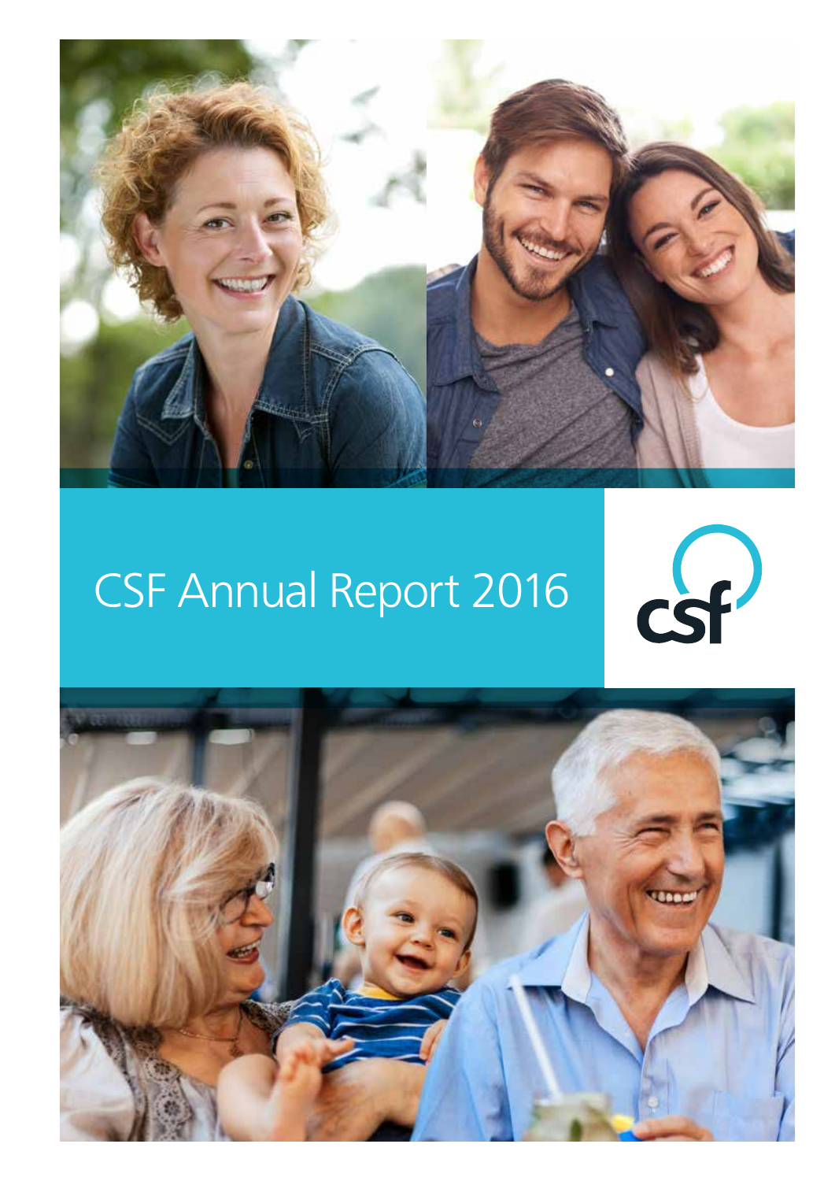# CSF Annual Report 2016

csf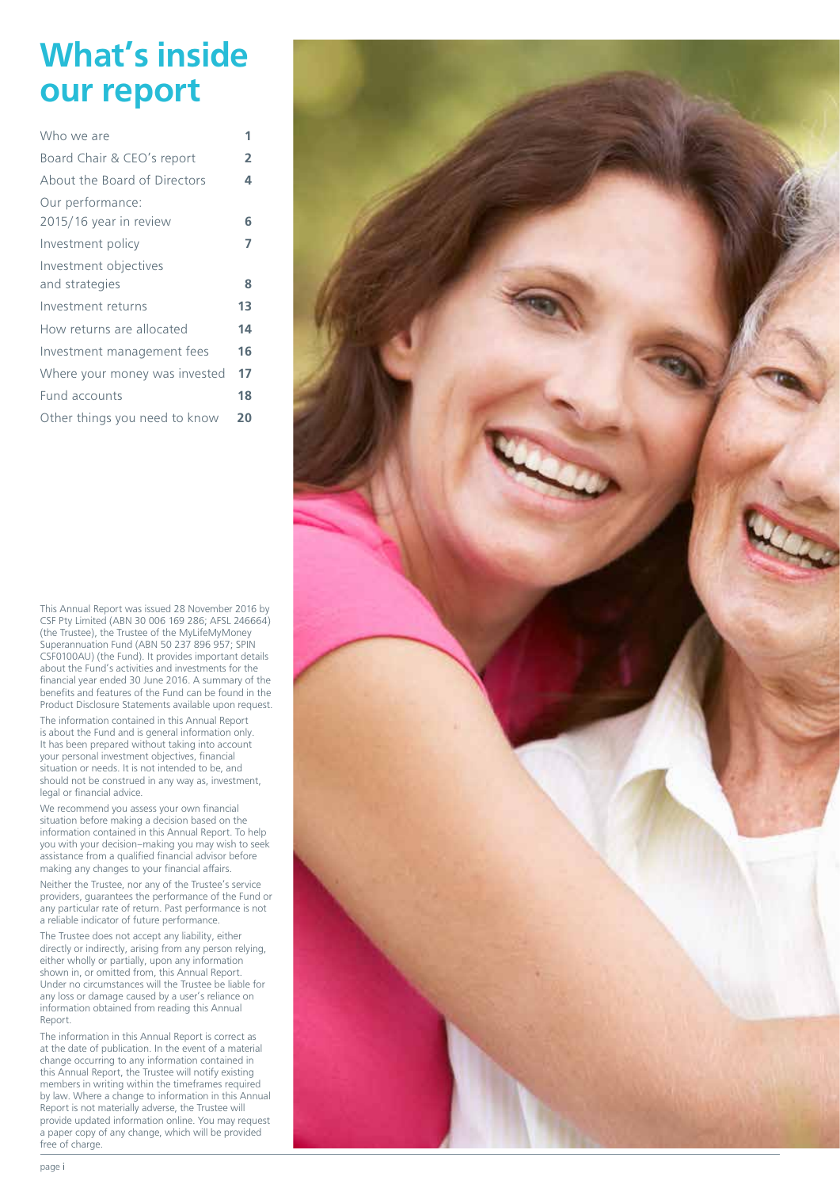# What's inside our report

| | |
|---|---|
| Who we are | 1 |
| Board Chair & CEO's report | 2 |
| About the Board of Directors | 4 |
| Our performance: 2015/16 year in review | 6 |
| Investment policy | 7 |
| Investment objectives and strategies | 8 |
| Investment returns | 13 |
| How returns are allocated | 14 |
| Investment management fees | 16 |
| Where your money was invested | 17 |
| Fund accounts | 18 |
| Other things you need to know | 20 |

This Annual Report was issued 28 November 2016 by CSF Pty Limited (ABN 30 006 169 286; AFSL 246664) (the Trustee), the Trustee of the MyLifeMyMoney Superannuation Fund (ABN 50 237 896 957; SPIN CSF0100AU) (the Fund). It provides important details about the Fund's activities and investments for the financial year ended 30 June 2016. A summary of the benefits and features of the Fund can be found in the Product Disclosure Statements available upon request.

The information contained in this Annual Report is about the Fund and is general information only. It has been prepared without taking into account your personal investment objectives, financial situation or needs. It is not intended to be, and should not be construed in any way as, investment, legal or financial advice.

We recommend you assess your own financial situation before making a decision based on the information contained in this Annual Report. To help you with your decision–making you may wish to seek assistance from a qualified financial advisor before making any changes to your financial affairs.

Neither the Trustee, nor any of the Trustee's service providers, guarantees the performance of the Fund or any particular rate of return. Past performance is not a reliable indicator of future performance.

The Trustee does not accept any liability, either directly or indirectly, arising from any person relying, either wholly or partially, upon any information shown in, or omitted from, this Annual Report. Under no circumstances will the Trustee be liable for any loss or damage caused by a user's reliance on information obtained from reading this Annual Report.

The information in this Annual Report is correct as at the date of publication. In the event of a material change occurring to any information contained in this Annual Report, the Trustee will notify existing members in writing within the timeframes required by law. Where a change to information in this Annual Report is not materially adverse, the Trustee will provide updated information online. You may request a paper copy of any change, which will be provided free of charge.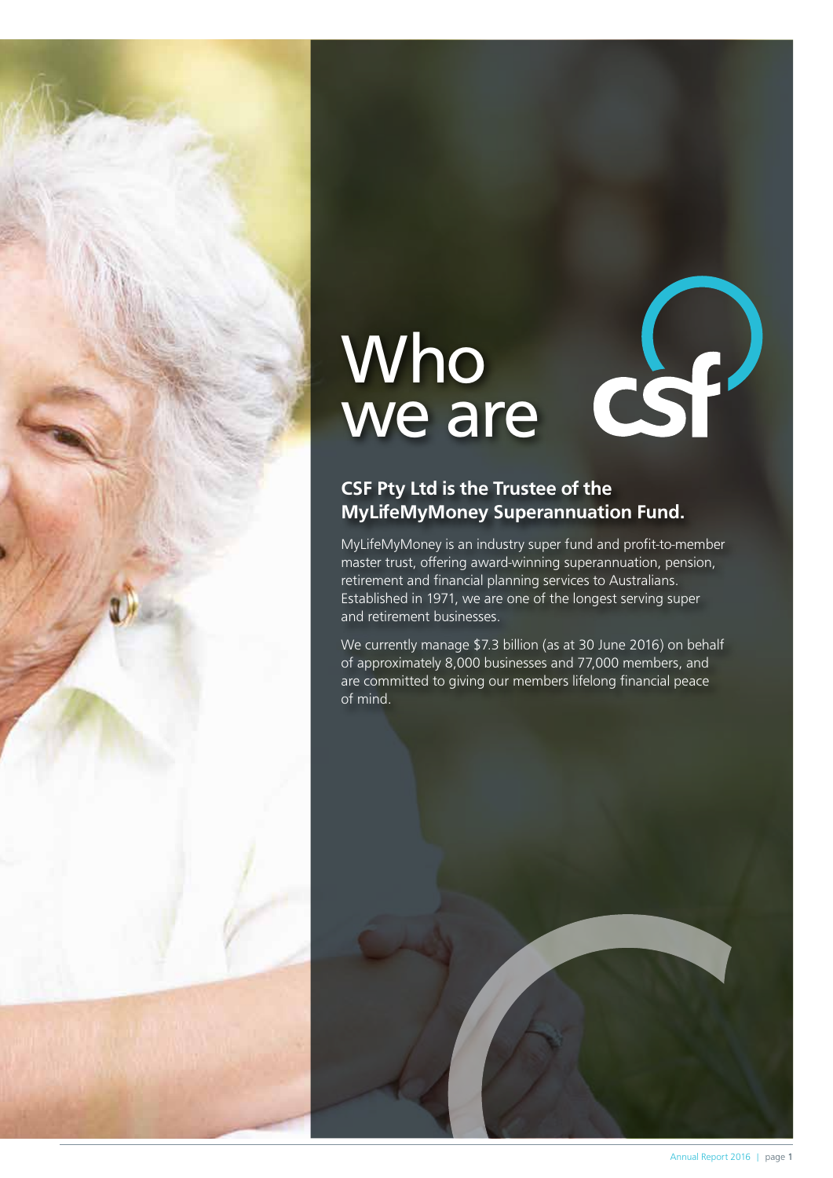# Who we are

## CSF Pty Ltd is the Trustee of the MyLifeMyMoney Superannuation Fund.

MyLifeMyMoney is an industry super fund and profit-to-member master trust, offering award-winning superannuation, pension, retirement and financial planning services to Australians. Established in 1971, we are one of the longest serving super and retirement businesses.

We currently manage $7.3 billion (as at 30 June 2016) on behalf of approximately 8,000 businesses and 77,000 members, and are committed to giving our members lifelong financial peace of mind.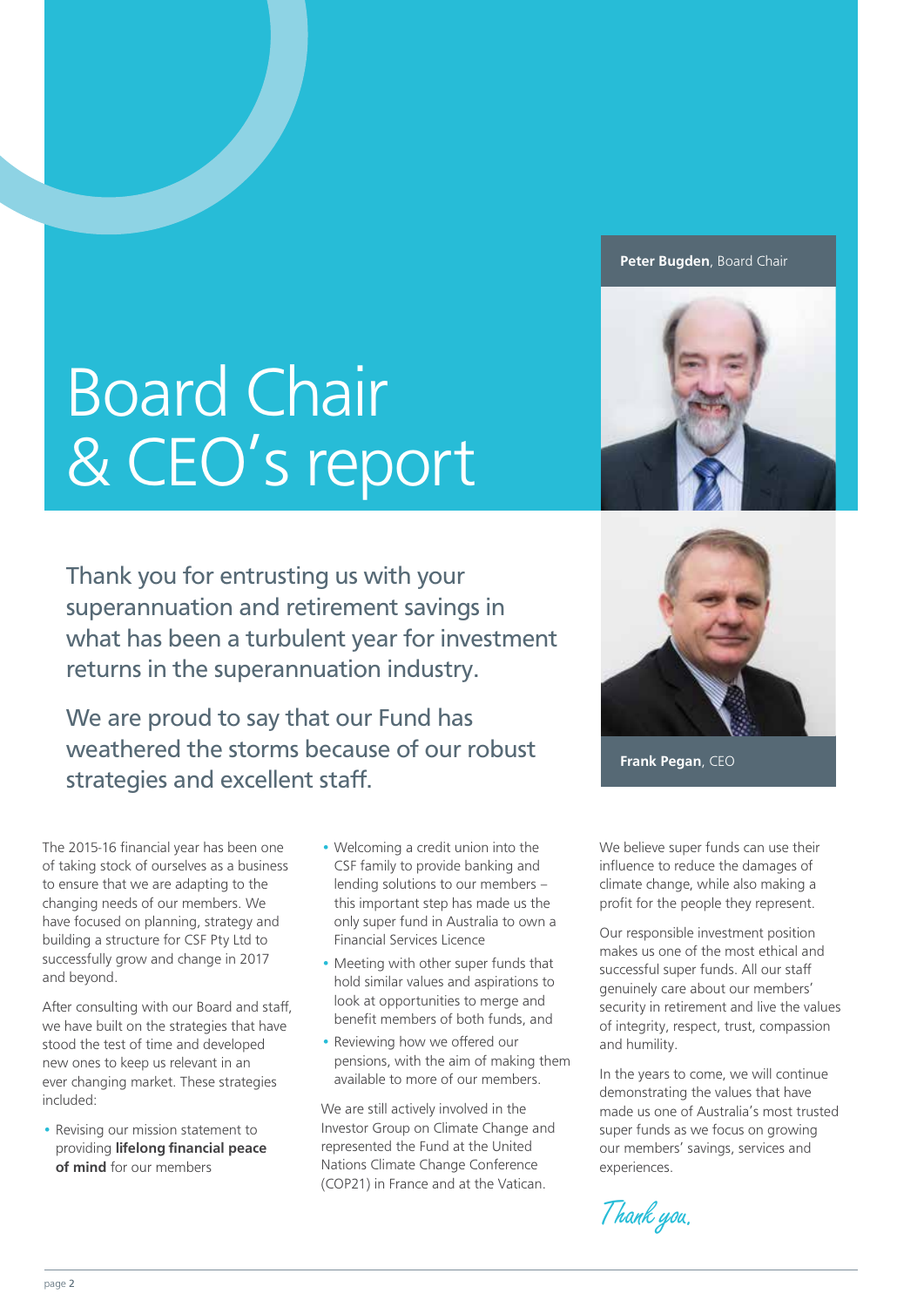# Board Chair & CEO's report

**Peter Bugden**, Board Chair

**Frank Pegan**, CEO

Thank you for entrusting us with your superannuation and retirement savings in what has been a turbulent year for investment returns in the superannuation industry.

We are proud to say that our Fund has weathered the storms because of our robust strategies and excellent staff.

The 2015-16 financial year has been one of taking stock of ourselves as a business to ensure that we are adapting to the changing needs of our members. We have focused on planning, strategy and building a structure for CSF Pty Ltd to successfully grow and change in 2017 and beyond.

After consulting with our Board and staff, we have built on the strategies that have stood the test of time and developed new ones to keep us relevant in an ever changing market. These strategies included:

- Revising our mission statement to providing **lifelong financial peace of mind** for our members
- Welcoming a credit union into the CSF family to provide banking and lending solutions to our members – this important step has made us the only super fund in Australia to own a Financial Services Licence
- Meeting with other super funds that hold similar values and aspirations to look at opportunities to merge and benefit members of both funds, and
- Reviewing how we offered our pensions, with the aim of making them available to more of our members.

We are still actively involved in the Investor Group on Climate Change and represented the Fund at the United Nations Climate Change Conference (COP21) in France and at the Vatican.

We believe super funds can use their influence to reduce the damages of climate change, while also making a profit for the people they represent.

Our responsible investment position makes us one of the most ethical and successful super funds. All our staff genuinely care about our members' security in retirement and live the values of integrity, respect, trust, compassion and humility.

In the years to come, we will continue demonstrating the values that have made us one of Australia's most trusted super funds as we focus on growing our members' savings, services and experiences.

*Thank you.*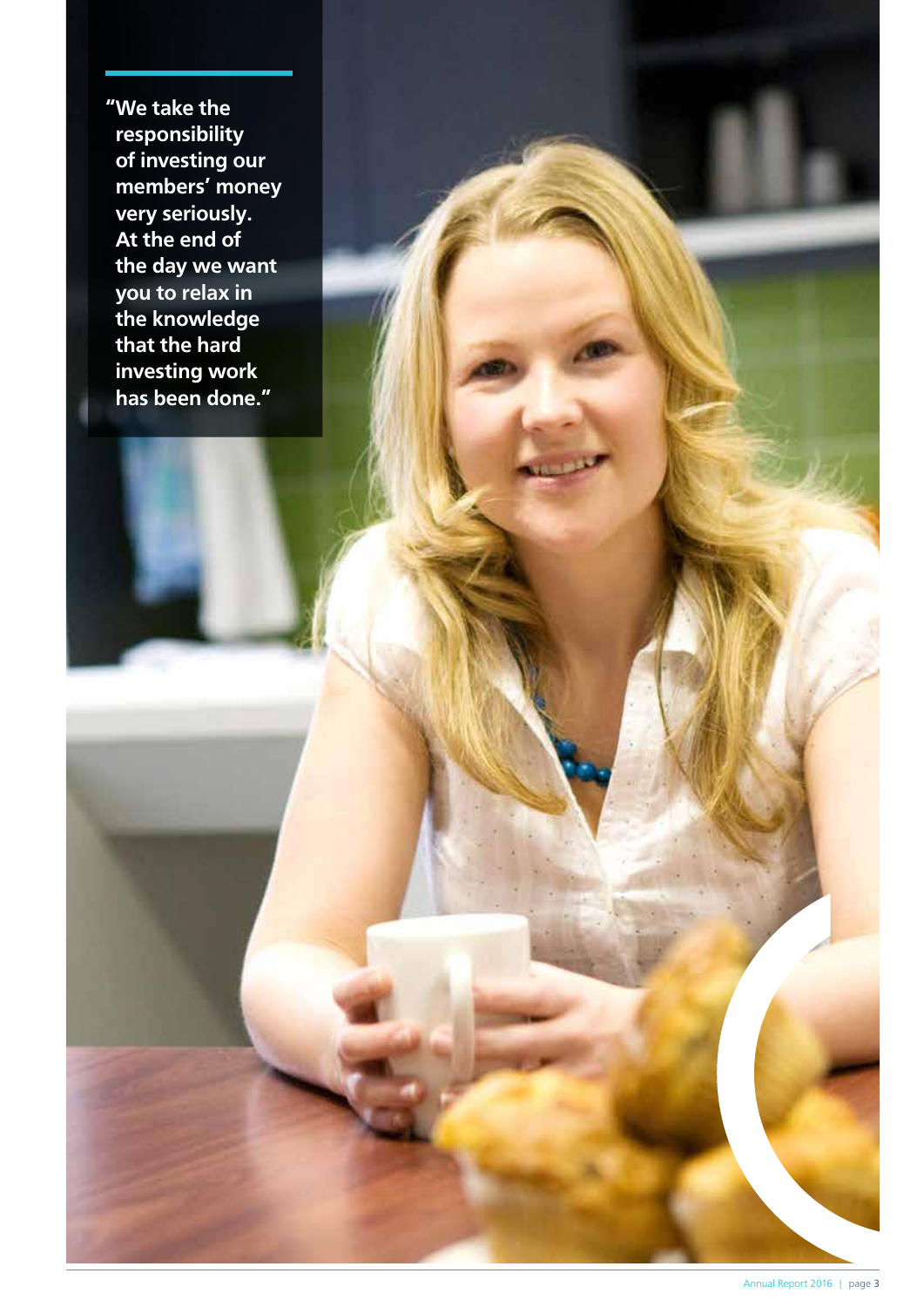**"We take the responsibility of investing our members' money very seriously. At the end of the day we want you to relax in the knowledge that the hard investing work has been done."**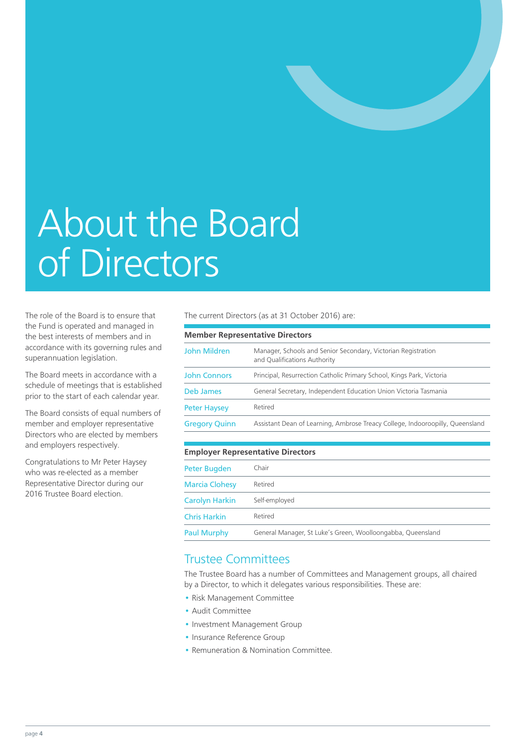# About the Board of Directors

The role of the Board is to ensure that the Fund is operated and managed in the best interests of members and in accordance with its governing rules and superannuation legislation.

The Board meets in accordance with a schedule of meetings that is established prior to the start of each calendar year.

The Board consists of equal numbers of member and employer representative Directors who are elected by members and employers respectively.

Congratulations to Mr Peter Haysey who was re-elected as a member Representative Director during our 2016 Trustee Board election.

The current Directors (as at 31 October 2016) are:

| **Member Representative Directors** | |
|---|---|
| John Mildren | Manager, Schools and Senior Secondary, Victorian Registration and Qualifications Authority |
| John Connors | Principal, Resurrection Catholic Primary School, Kings Park, Victoria |
| Deb James | General Secretary, Independent Education Union Victoria Tasmania |
| Peter Haysey | Retired |
| Gregory Quinn | Assistant Dean of Learning, Ambrose Treacy College, Indooroopilly, Queensland |

| **Employer Representative Directors** | |
|---|---|
| Peter Bugden | Chair |
| Marcia Clohesy | Retired |
| Carolyn Harkin | Self-employed |
| Chris Harkin | Retired |
| Paul Murphy | General Manager, St Luke's Green, Woolloongabba, Queensland |

## Trustee Committees

The Trustee Board has a number of Committees and Management groups, all chaired by a Director, to which it delegates various responsibilities. These are:

- Risk Management Committee
- Audit Committee
- Investment Management Group
- Insurance Reference Group
- Remuneration & Nomination Committee.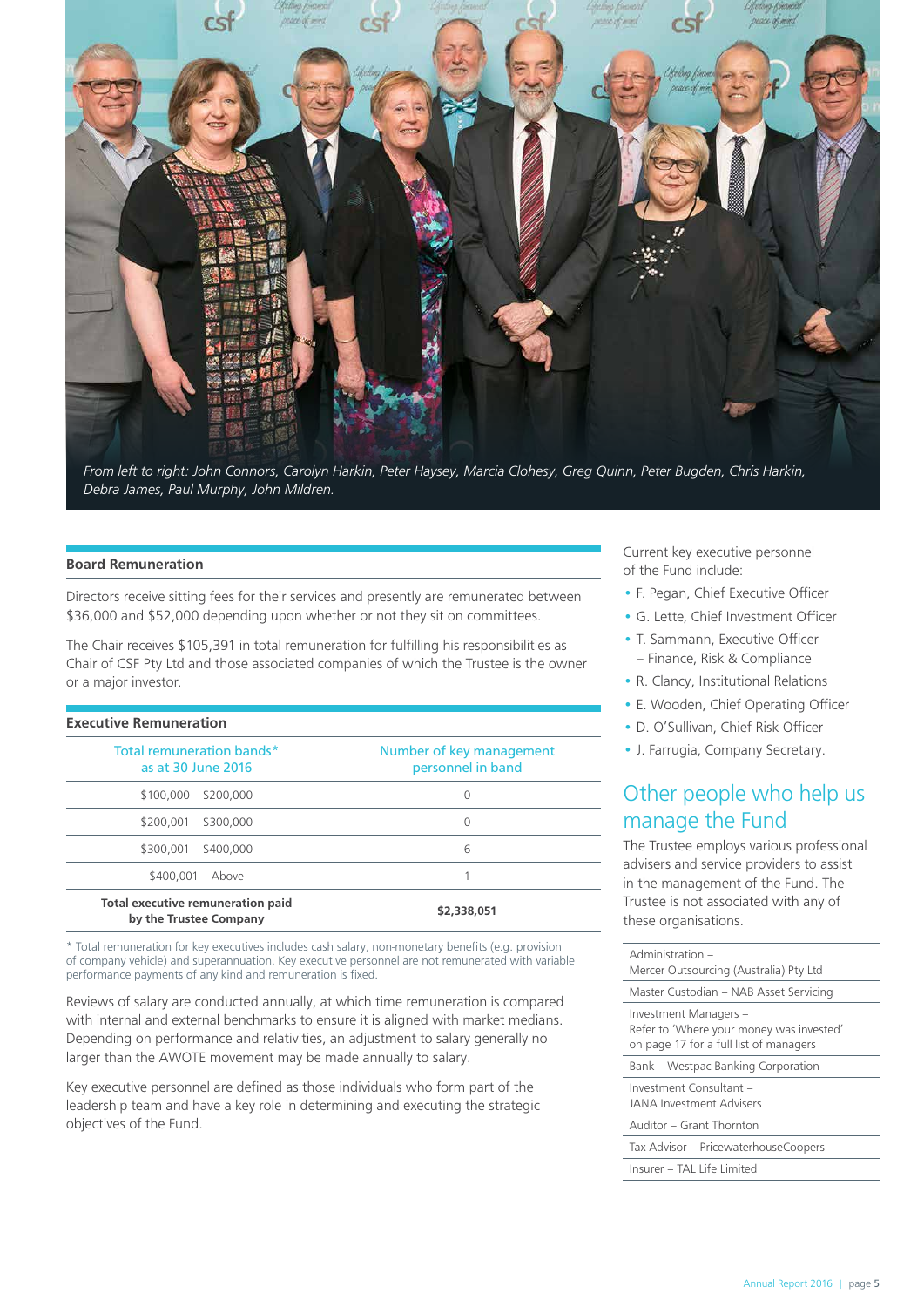*From left to right: John Connors, Carolyn Harkin, Peter Haysey, Marcia Clohesy, Greg Quinn, Peter Bugden, Chris Harkin, Debra James, Paul Murphy, John Mildren.*

### Board Remuneration

Directors receive sitting fees for their services and presently are remunerated between $36,000 and $52,000 depending upon whether or not they sit on committees.

The Chair receives $105,391 in total remuneration for fulfilling his responsibilities as Chair of CSF Pty Ltd and those associated companies of which the Trustee is the owner or a major investor.

### Executive Remuneration

| Total remuneration bands* as at 30 June 2016 | Number of key management personnel in band |
|---|---|
| $100,000 – $200,000 | 0 |
| $200,001 – $300,000 | 0 |
| $300,001 – $400,000 | 6 |
| $400,001 – Above | 1 |
| **Total executive remuneration paid by the Trustee Company** | **$2,338,051** |

* Total remuneration for key executives includes cash salary, non-monetary benefits (e.g. provision of company vehicle) and superannuation. Key executive personnel are not remunerated with variable performance payments of any kind and remuneration is fixed.

Reviews of salary are conducted annually, at which time remuneration is compared with internal and external benchmarks to ensure it is aligned with market medians. Depending on performance and relativities, an adjustment to salary generally no larger than the AWOTE movement may be made annually to salary.

Key executive personnel are defined as those individuals who form part of the leadership team and have a key role in determining and executing the strategic objectives of the Fund.

Current key executive personnel of the Fund include:

- F. Pegan, Chief Executive Officer
- G. Lette, Chief Investment Officer
- T. Sammann, Executive Officer – Finance, Risk & Compliance
- R. Clancy, Institutional Relations
- E. Wooden, Chief Operating Officer
- D. O'Sullivan, Chief Risk Officer
- J. Farrugia, Company Secretary.

## Other people who help us manage the Fund

The Trustee employs various professional advisers and service providers to assist in the management of the Fund. The Trustee is not associated with any of these organisations.

- Administration – Mercer Outsourcing (Australia) Pty Ltd
- Master Custodian – NAB Asset Servicing
- Investment Managers – Refer to 'Where your money was invested' on page 17 for a full list of managers
- Bank – Westpac Banking Corporation
- Investment Consultant – JANA Investment Advisers
- Auditor – Grant Thornton
- Tax Advisor – PricewaterhouseCoopers
- Insurer – TAL Life Limited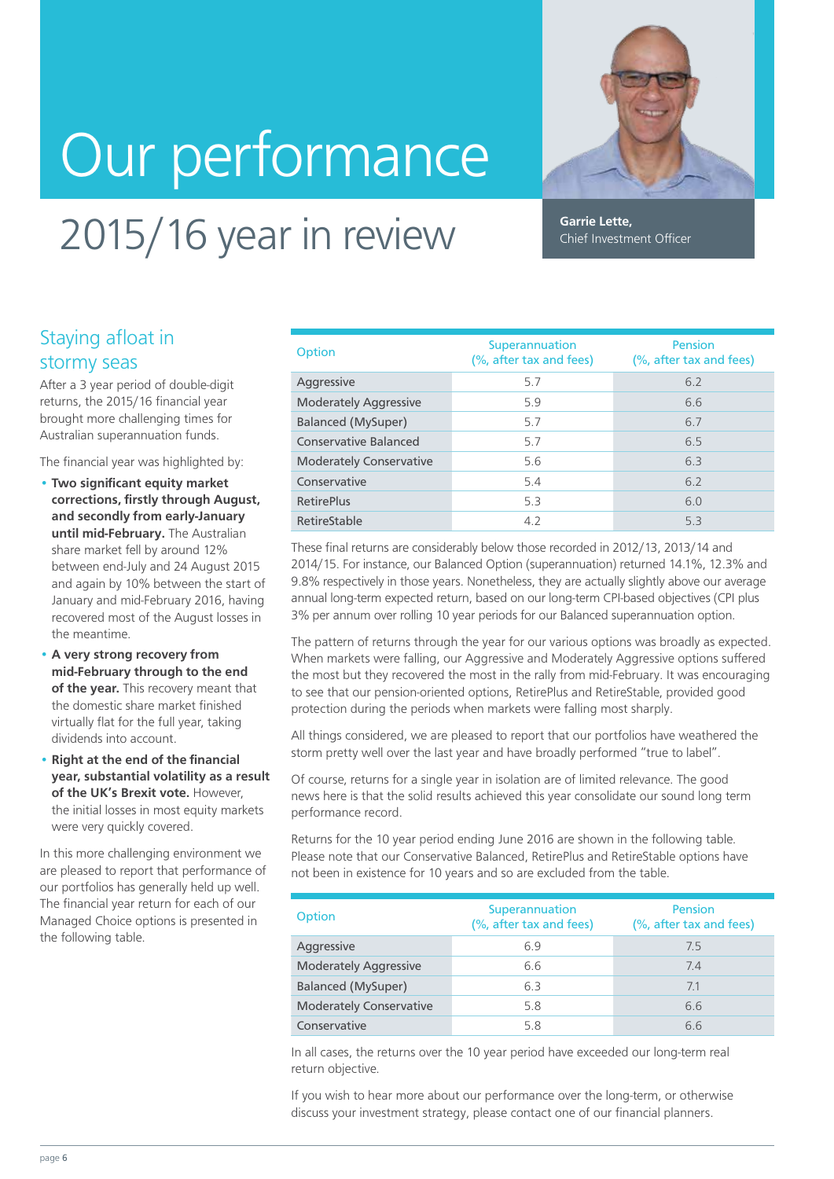# Our performance

## 2015/16 year in review

**Garrie Lette,**
Chief Investment Officer

### Staying afloat in stormy seas

After a 3 year period of double-digit returns, the 2015/16 financial year brought more challenging times for Australian superannuation funds.

The financial year was highlighted by:

- **Two significant equity market corrections, firstly through August, and secondly from early-January until mid-February.** The Australian share market fell by around 12% between end-July and 24 August 2015 and again by 10% between the start of January and mid-February 2016, having recovered most of the August losses in the meantime.
- **A very strong recovery from mid-February through to the end of the year.** This recovery meant that the domestic share market finished virtually flat for the full year, taking dividends into account.
- **Right at the end of the financial year, substantial volatility as a result of the UK's Brexit vote.** However, the initial losses in most equity markets were very quickly covered.

In this more challenging environment we are pleased to report that performance of our portfolios has generally held up well. The financial year return for each of our Managed Choice options is presented in the following table.

| Option | Superannuation (%, after tax and fees) | Pension (%, after tax and fees) |
|---|---|---|
| Aggressive | 5.7 | 6.2 |
| Moderately Aggressive | 5.9 | 6.6 |
| Balanced (MySuper) | 5.7 | 6.7 |
| Conservative Balanced | 5.7 | 6.5 |
| Moderately Conservative | 5.6 | 6.3 |
| Conservative | 5.4 | 6.2 |
| RetirePlus | 5.3 | 6.0 |
| RetireStable | 4.2 | 5.3 |

These final returns are considerably below those recorded in 2012/13, 2013/14 and 2014/15. For instance, our Balanced Option (superannuation) returned 14.1%, 12.3% and 9.8% respectively in those years. Nonetheless, they are actually slightly above our average annual long-term expected return, based on our long-term CPI-based objectives (CPI plus 3% per annum over rolling 10 year periods for our Balanced superannuation option.

The pattern of returns through the year for our various options was broadly as expected. When markets were falling, our Aggressive and Moderately Aggressive options suffered the most but they recovered the most in the rally from mid-February. It was encouraging to see that our pension-oriented options, RetirePlus and RetireStable, provided good protection during the periods when markets were falling most sharply.

All things considered, we are pleased to report that our portfolios have weathered the storm pretty well over the last year and have broadly performed "true to label".

Of course, returns for a single year in isolation are of limited relevance. The good news here is that the solid results achieved this year consolidate our sound long term performance record.

Returns for the 10 year period ending June 2016 are shown in the following table. Please note that our Conservative Balanced, RetirePlus and RetireStable options have not been in existence for 10 years and so are excluded from the table.

| Option | Superannuation (%, after tax and fees) | Pension (%, after tax and fees) |
|---|---|---|
| Aggressive | 6.9 | 7.5 |
| Moderately Aggressive | 6.6 | 7.4 |
| Balanced (MySuper) | 6.3 | 7.1 |
| Moderately Conservative | 5.8 | 6.6 |
| Conservative | 5.8 | 6.6 |

In all cases, the returns over the 10 year period have exceeded our long-term real return objective.

If you wish to hear more about our performance over the long-term, or otherwise discuss your investment strategy, please contact one of our financial planners.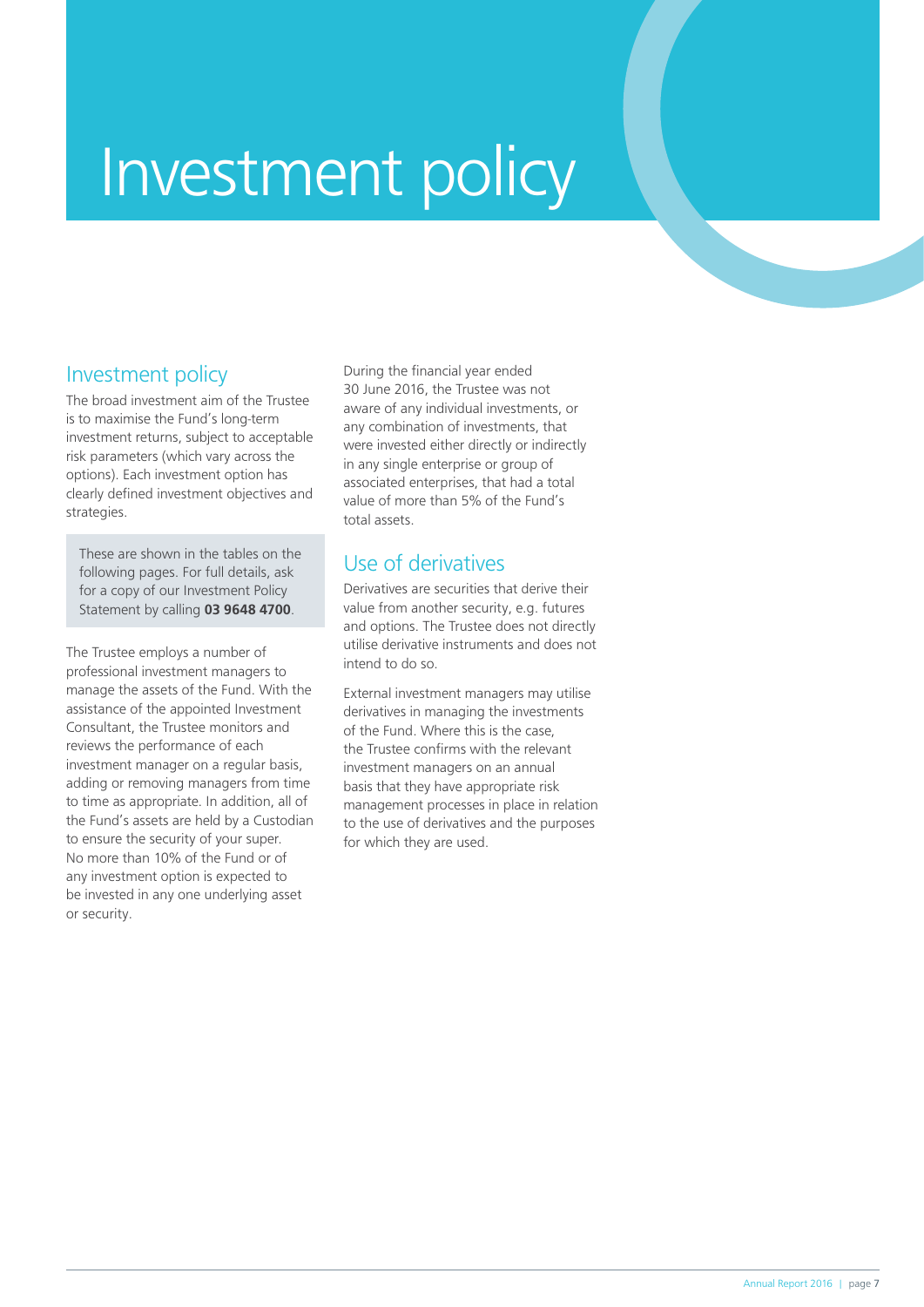# Investment policy

## Investment policy

The broad investment aim of the Trustee is to maximise the Fund's long-term investment returns, subject to acceptable risk parameters (which vary across the options). Each investment option has clearly defined investment objectives and strategies.

> These are shown in the tables on the following pages. For full details, ask for a copy of our Investment Policy Statement by calling **03 9648 4700**.

The Trustee employs a number of professional investment managers to manage the assets of the Fund. With the assistance of the appointed Investment Consultant, the Trustee monitors and reviews the performance of each investment manager on a regular basis, adding or removing managers from time to time as appropriate. In addition, all of the Fund's assets are held by a Custodian to ensure the security of your super. No more than 10% of the Fund or of any investment option is expected to be invested in any one underlying asset or security.

During the financial year ended 30 June 2016, the Trustee was not aware of any individual investments, or any combination of investments, that were invested either directly or indirectly in any single enterprise or group of associated enterprises, that had a total value of more than 5% of the Fund's total assets.

## Use of derivatives

Derivatives are securities that derive their value from another security, e.g. futures and options. The Trustee does not directly utilise derivative instruments and does not intend to do so.

External investment managers may utilise derivatives in managing the investments of the Fund. Where this is the case, the Trustee confirms with the relevant investment managers on an annual basis that they have appropriate risk management processes in place in relation to the use of derivatives and the purposes for which they are used.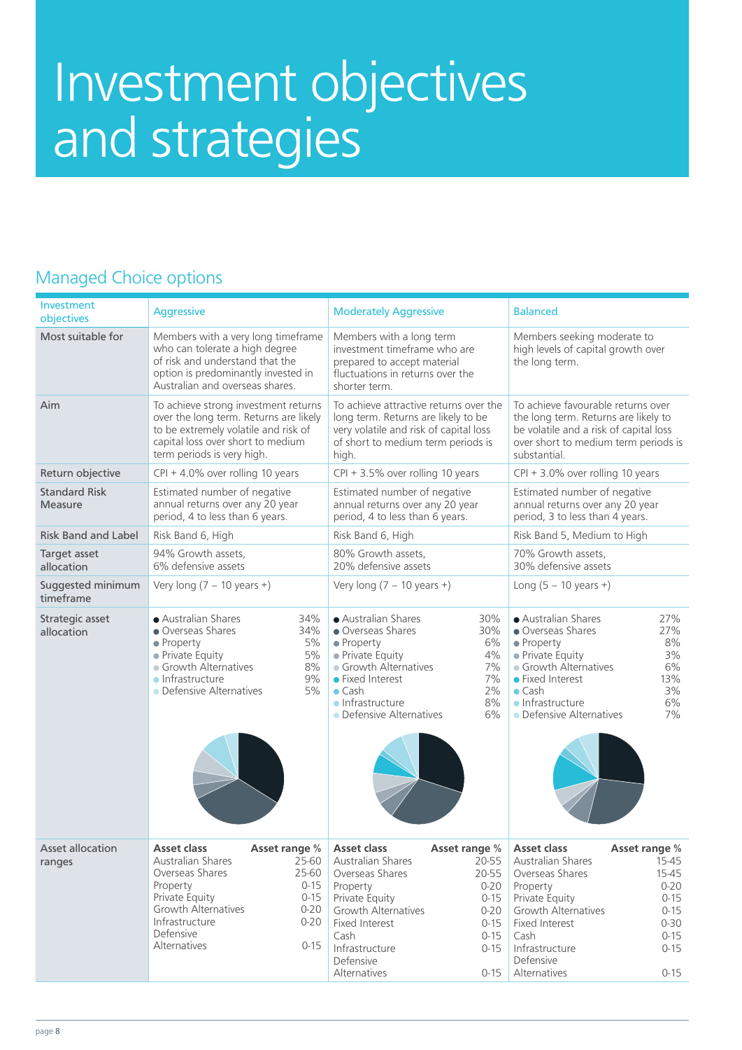# Investment objectives and strategies

## Managed Choice options

| Investment objectives | Aggressive | Moderately Aggressive | Balanced |
|---|---|---|---|
| Most suitable for | Members with a very long timeframe who can tolerate a high degree of risk and understand that the option is predominantly invested in Australian and overseas shares. | Members with a long term investment timeframe who are prepared to accept material fluctuations in returns over the shorter term. | Members seeking moderate to high levels of capital growth over the long term. |
| Aim | To achieve strong investment returns over the long term. Returns are likely to be extremely volatile and risk of capital loss over short to medium term periods is very high. | To achieve attractive returns over the long term. Returns are likely to be very volatile and risk of capital loss of short to medium term periods is high. | To achieve favourable returns over the long term. Returns are likely to be volatile and a risk of capital loss over short to medium term periods is substantial. |
| Return objective | CPI + 4.0% over rolling 10 years | CPI + 3.5% over rolling 10 years | CPI + 3.0% over rolling 10 years |
| Standard Risk Measure | Estimated number of negative annual returns over any 20 year period, 4 to less than 6 years. | Estimated number of negative annual returns over any 20 year period, 4 to less than 6 years. | Estimated number of negative annual returns over any 20 year period, 3 to less than 4 years. |
| Risk Band and Label | Risk Band 6, High | Risk Band 6, High | Risk Band 5, Medium to High |
| Target asset allocation | 94% Growth assets, 6% defensive assets | 80% Growth assets, 20% defensive assets | 70% Growth assets, 30% defensive assets |
| Suggested minimum timeframe | Very long (7 – 10 years +) | Very long (7 – 10 years +) | Long (5 – 10 years +) |
| Strategic asset allocation | Australian Shares 34%<br>Overseas Shares 34%<br>Property 5%<br>Private Equity 5%<br>Growth Alternatives 8%<br>Infrastructure 9%<br>Defensive Alternatives 5% | Australian Shares 30%<br>Overseas Shares 30%<br>Property 6%<br>Private Equity 4%<br>Growth Alternatives 7%<br>Fixed Interest 7%<br>Cash 2%<br>Infrastructure 8%<br>Defensive Alternatives 6% | Australian Shares 27%<br>Overseas Shares 27%<br>Property 8%<br>Private Equity 3%<br>Growth Alternatives 6%<br>Fixed Interest 13%<br>Cash 3%<br>Infrastructure 6%<br>Defensive Alternatives 7% |
| Asset allocation ranges | **Asset class – Asset range %**<br>Australian Shares 25-60<br>Overseas Shares 25-60<br>Property 0-15<br>Private Equity 0-15<br>Growth Alternatives 0-20<br>Infrastructure 0-20<br>Defensive Alternatives 0-15 | **Asset class – Asset range %**<br>Australian Shares 20-55<br>Overseas Shares 20-55<br>Property 0-20<br>Private Equity 0-15<br>Growth Alternatives 0-20<br>Fixed Interest 0-15<br>Cash 0-15<br>Infrastructure 0-15<br>Defensive Alternatives 0-15 | **Asset class – Asset range %**<br>Australian Shares 15-45<br>Overseas Shares 15-45<br>Property 0-20<br>Private Equity 0-15<br>Growth Alternatives 0-15<br>Fixed Interest 0-30<br>Cash 0-15<br>Infrastructure 0-15<br>Defensive Alternatives 0-15 |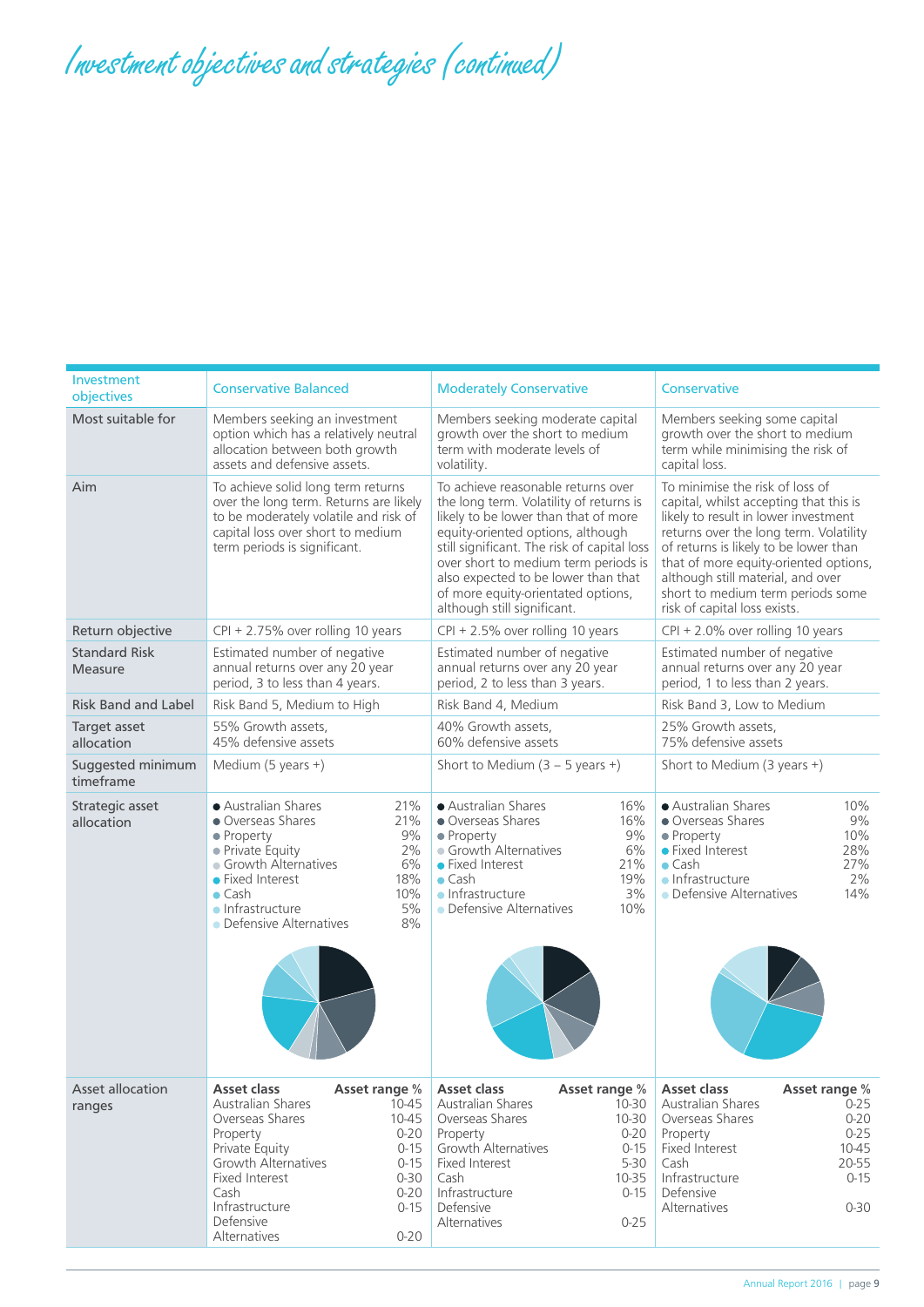# Investment objectives and strategies (continued)

| Investment objectives | Conservative Balanced | Moderately Conservative | Conservative |
|---|---|---|---|
| Most suitable for | Members seeking an investment option which has a relatively neutral allocation between both growth assets and defensive assets. | Members seeking moderate capital growth over the short to medium term with moderate levels of volatility. | Members seeking some capital growth over the short to medium term while minimising the risk of capital loss. |
| Aim | To achieve solid long term returns over the long term. Returns are likely to be moderately volatile and risk of capital loss over short to medium term periods is significant. | To achieve reasonable returns over the long term. Volatility of returns is likely to be lower than that of more equity-oriented options, although still significant. The risk of capital loss over short to medium term periods is also expected to be lower than that of more equity-orientated options, although still significant. | To minimise the risk of loss of capital, whilst accepting that this is likely to result in lower investment returns over the long term. Volatility of returns is likely to be lower than that of more equity-oriented options, although still material, and over short to medium term periods some risk of capital loss exists. |
| Return objective | CPI + 2.75% over rolling 10 years | CPI + 2.5% over rolling 10 years | CPI + 2.0% over rolling 10 years |
| Standard Risk Measure | Estimated number of negative annual returns over any 20 year period, 3 to less than 4 years. | Estimated number of negative annual returns over any 20 year period, 2 to less than 3 years. | Estimated number of negative annual returns over any 20 year period, 1 to less than 2 years. |
| Risk Band and Label | Risk Band 5, Medium to High | Risk Band 4, Medium | Risk Band 3, Low to Medium |
| Target asset allocation | 55% Growth assets, 45% defensive assets | 40% Growth assets, 60% defensive assets | 25% Growth assets, 75% defensive assets |
| Suggested minimum timeframe | Medium (5 years +) | Short to Medium (3 – 5 years +) | Short to Medium (3 years +) |
| Strategic asset allocation | Australian Shares 21%<br>Overseas Shares 21%<br>Property 9%<br>Private Equity 2%<br>Growth Alternatives 6%<br>Fixed Interest 18%<br>Cash 10%<br>Infrastructure 5%<br>Defensive Alternatives 8% | Australian Shares 16%<br>Overseas Shares 16%<br>Property 9%<br>Growth Alternatives 6%<br>Fixed Interest 21%<br>Cash 19%<br>Infrastructure 3%<br>Defensive Alternatives 10% | Australian Shares 10%<br>Overseas Shares 9%<br>Property 10%<br>Fixed Interest 28%<br>Cash 27%<br>Infrastructure 2%<br>Defensive Alternatives 14% |
| Asset allocation ranges | **Asset class – Asset range %**<br>Australian Shares 10-45<br>Overseas Shares 10-45<br>Property 0-20<br>Private Equity 0-15<br>Growth Alternatives 0-15<br>Fixed Interest 0-30<br>Cash 0-20<br>Infrastructure 0-15<br>Defensive Alternatives 0-20 | **Asset class – Asset range %**<br>Australian Shares 10-30<br>Overseas Shares 10-30<br>Property 0-20<br>Growth Alternatives 0-15<br>Fixed Interest 5-30<br>Cash 10-35<br>Infrastructure 0-15<br>Defensive Alternatives 0-25 | **Asset class – Asset range %**<br>Australian Shares 0-25<br>Overseas Shares 0-20<br>Property 0-25<br>Fixed Interest 10-45<br>Cash 20-55<br>Infrastructure 0-15<br>Defensive Alternatives 0-30 |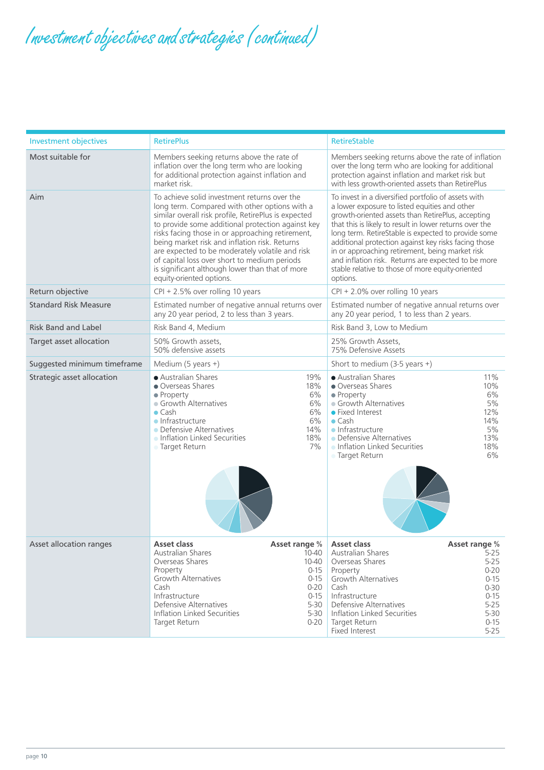# Investment objectives and strategies (continued)

| Investment objectives | RetirePlus | RetireStable |
|---|---|---|
| Most suitable for | Members seeking returns above the rate of inflation over the long term who are looking for additional protection against inflation and market risk. | Members seeking returns above the rate of inflation over the long term who are looking for additional protection against inflation and market risk but with less growth-oriented assets than RetirePlus |
| Aim | To achieve solid investment returns over the long term. Compared with other options with a similar overall risk profile, RetirePlus is expected to provide some additional protection against key risks facing those in or approaching retirement, being market risk and inflation risk. Returns are expected to be moderately volatile and risk of capital loss over short to medium periods is significant although lower than that of more equity-oriented options. | To invest in a diversified portfolio of assets with a lower exposure to listed equities and other growth-oriented assets than RetirePlus, accepting that this is likely to result in lower returns over the long term. RetireStable is expected to provide some additional protection against key risks facing those in or approaching retirement, being market risk and inflation risk. Returns are expected to be more stable relative to those of more equity-oriented options. |
| Return objective | CPI + 2.5% over rolling 10 years | CPI + 2.0% over rolling 10 years |
| Standard Risk Measure | Estimated number of negative annual returns over any 20 year period, 2 to less than 3 years. | Estimated number of negative annual returns over any 20 year period, 1 to less than 2 years. |
| Risk Band and Label | Risk Band 4, Medium | Risk Band 3, Low to Medium |
| Target asset allocation | 50% Growth assets, 50% defensive assets | 25% Growth Assets, 75% Defensive Assets |
| Suggested minimum timeframe | Medium (5 years +) | Short to medium (3-5 years +) |
| Strategic asset allocation | Australian Shares 19%<br>Overseas Shares 18%<br>Property 6%<br>Growth Alternatives 6%<br>Cash 6%<br>Infrastructure 6%<br>Defensive Alternatives 14%<br>Inflation Linked Securities 18%<br>Target Return 7% | Australian Shares 11%<br>Overseas Shares 10%<br>Property 6%<br>Growth Alternatives 5%<br>Fixed Interest 12%<br>Cash 14%<br>Infrastructure 5%<br>Defensive Alternatives 13%<br>Inflation Linked Securities 18%<br>Target Return 6% |
| Asset allocation ranges | **Asset class – Asset range %**<br>Australian Shares 10-40<br>Overseas Shares 10-40<br>Property 0-15<br>Growth Alternatives 0-15<br>Cash 0-20<br>Infrastructure 0-15<br>Defensive Alternatives 5-30<br>Inflation Linked Securities 5-30<br>Target Return 0-20 | **Asset class – Asset range %**<br>Australian Shares 5-25<br>Overseas Shares 5-25<br>Property 0-20<br>Growth Alternatives 0-15<br>Cash 0-30<br>Infrastructure 0-15<br>Defensive Alternatives 5-25<br>Inflation Linked Securities 5-30<br>Target Return 0-15<br>Fixed Interest 5-25 |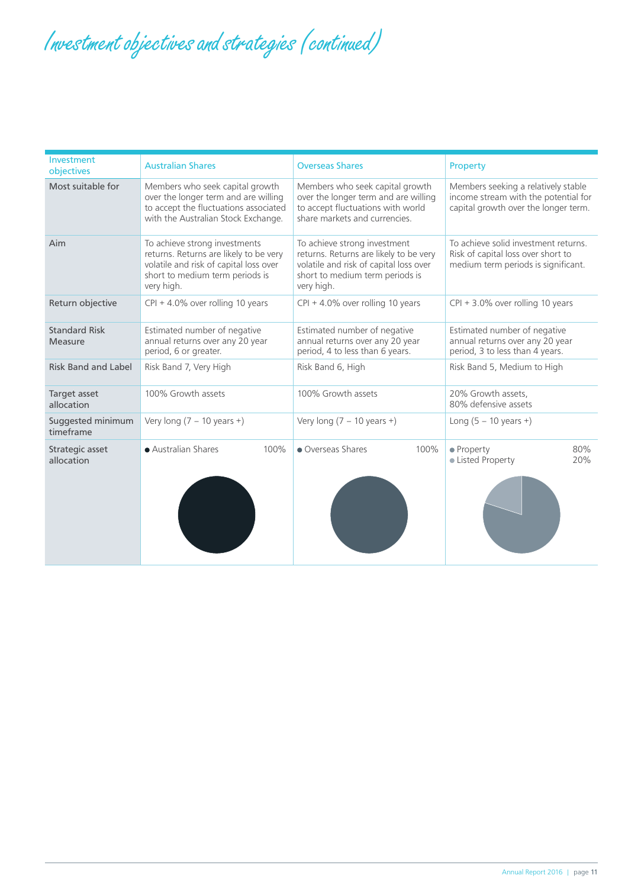# Investment objectives and strategies (continued)

| Investment objectives | Australian Shares | Overseas Shares | Property |
|---|---|---|---|
| Most suitable for | Members who seek capital growth over the longer term and are willing to accept the fluctuations associated with the Australian Stock Exchange. | Members who seek capital growth over the longer term and are willing to accept fluctuations with world share markets and currencies. | Members seeking a relatively stable income stream with the potential for capital growth over the longer term. |
| Aim | To achieve strong investments returns. Returns are likely to be very volatile and risk of capital loss over short to medium term periods is very high. | To achieve strong investment returns. Returns are likely to be very volatile and risk of capital loss over short to medium term periods is very high. | To achieve solid investment returns. Risk of capital loss over short to medium term periods is significant. |
| Return objective | CPI + 4.0% over rolling 10 years | CPI + 4.0% over rolling 10 years | CPI + 3.0% over rolling 10 years |
| Standard Risk Measure | Estimated number of negative annual returns over any 20 year period, 6 or greater. | Estimated number of negative annual returns over any 20 year period, 4 to less than 6 years. | Estimated number of negative annual returns over any 20 year period, 3 to less than 4 years. |
| Risk Band and Label | Risk Band 7, Very High | Risk Band 6, High | Risk Band 5, Medium to High |
| Target asset allocation | 100% Growth assets | 100% Growth assets | 20% Growth assets, 80% defensive assets |
| Suggested minimum timeframe | Very long (7 – 10 years +) | Very long (7 – 10 years +) | Long (5 – 10 years +) |
| Strategic asset allocation | Australian Shares 100% | Overseas Shares 100% | Property 80%<br>Listed Property 20% |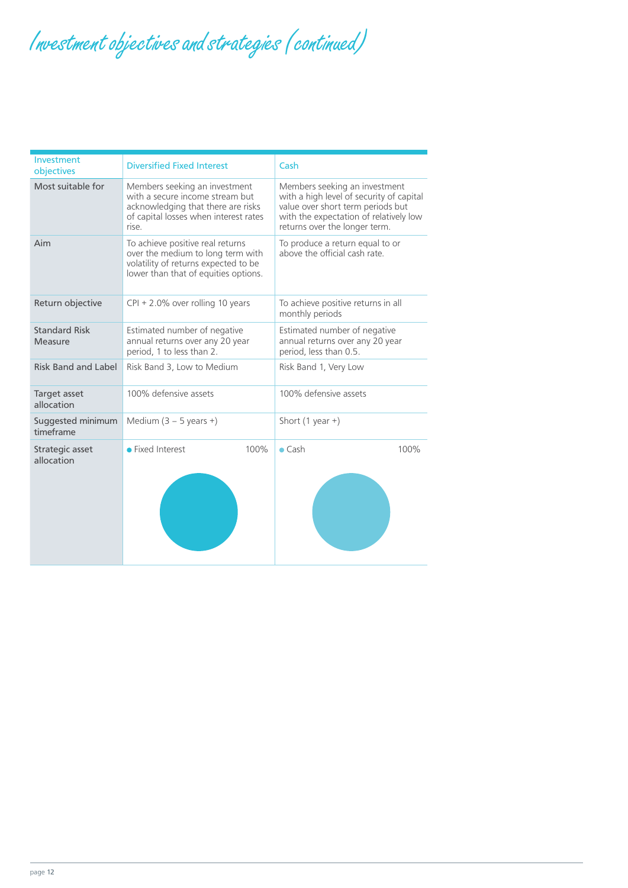# Investment objectives and strategies (continued)

| Investment objectives | Diversified Fixed Interest | Cash |
| --- | --- | --- |
| Most suitable for | Members seeking an investment with a secure income stream but acknowledging that there are risks of capital losses when interest rates rise. | Members seeking an investment with a high level of security of capital value over short term periods but with the expectation of relatively low returns over the longer term. |
| Aim | To achieve positive real returns over the medium to long term with volatility of returns expected to be lower than that of equities options. | To produce a return equal to or above the official cash rate. |
| Return objective | CPI + 2.0% over rolling 10 years | To achieve positive returns in all monthly periods |
| Standard Risk Measure | Estimated number of negative annual returns over any 20 year period, 1 to less than 2. | Estimated number of negative annual returns over any 20 year period, less than 0.5. |
| Risk Band and Label | Risk Band 3, Low to Medium | Risk Band 1, Very Low |
| Target asset allocation | 100% defensive assets | 100% defensive assets |
| Suggested minimum timeframe | Medium (3 – 5 years +) | Short (1 year +) |
| Strategic asset allocation | Fixed Interest 100% | Cash 100% |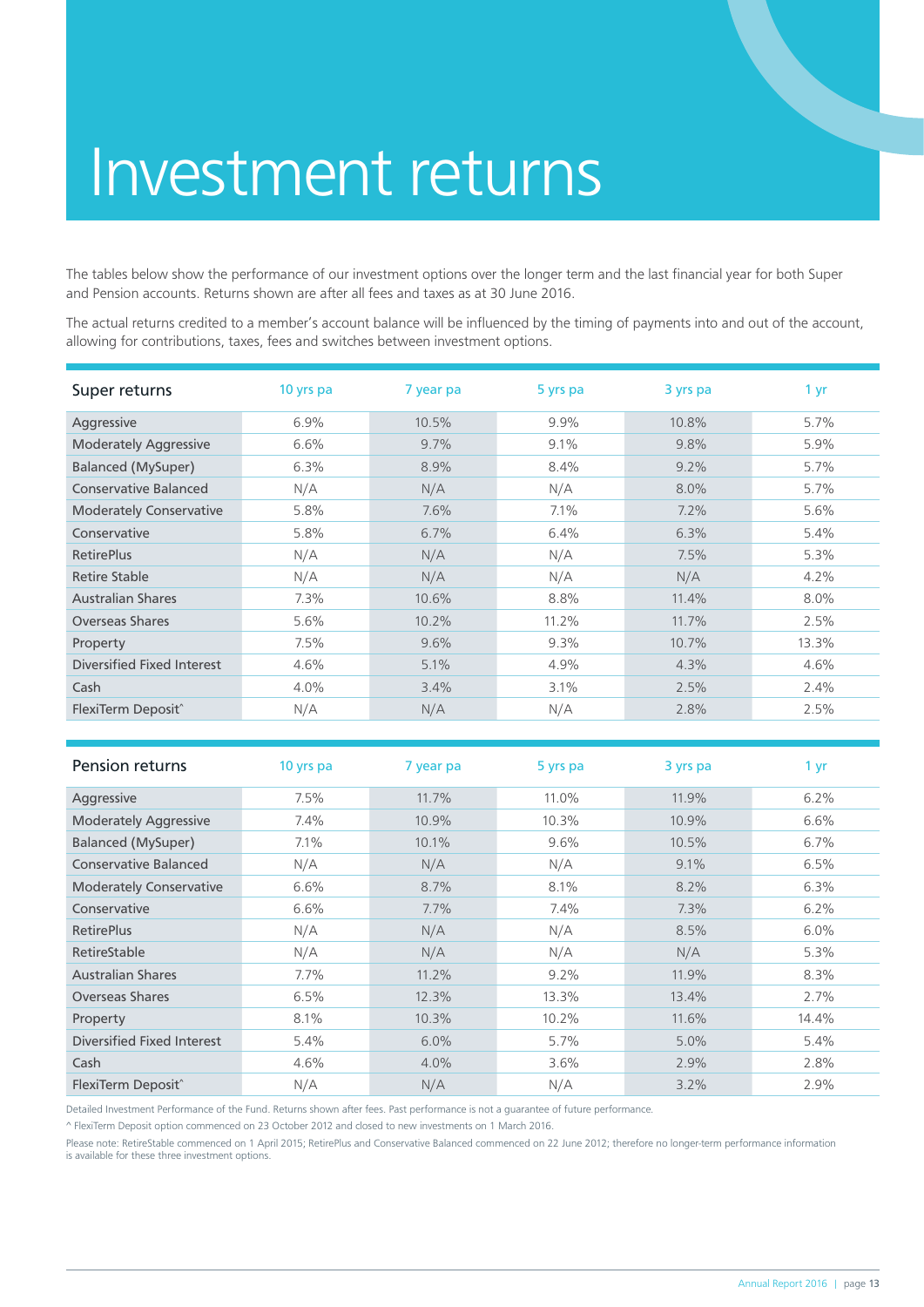# Investment returns

The tables below show the performance of our investment options over the longer term and the last financial year for both Super and Pension accounts. Returns shown are after all fees and taxes as at 30 June 2016.

The actual returns credited to a member's account balance will be influenced by the timing of payments into and out of the account, allowing for contributions, taxes, fees and switches between investment options.

| Super returns | 10 yrs pa | 7 year pa | 5 yrs pa | 3 yrs pa | 1 yr |
|---|---|---|---|---|---|
| Aggressive | 6.9% | 10.5% | 9.9% | 10.8% | 5.7% |
| Moderately Aggressive | 6.6% | 9.7% | 9.1% | 9.8% | 5.9% |
| Balanced (MySuper) | 6.3% | 8.9% | 8.4% | 9.2% | 5.7% |
| Conservative Balanced | N/A | N/A | N/A | 8.0% | 5.7% |
| Moderately Conservative | 5.8% | 7.6% | 7.1% | 7.2% | 5.6% |
| Conservative | 5.8% | 6.7% | 6.4% | 6.3% | 5.4% |
| RetirePlus | N/A | N/A | N/A | 7.5% | 5.3% |
| Retire Stable | N/A | N/A | N/A | N/A | 4.2% |
| Australian Shares | 7.3% | 10.6% | 8.8% | 11.4% | 8.0% |
| Overseas Shares | 5.6% | 10.2% | 11.2% | 11.7% | 2.5% |
| Property | 7.5% | 9.6% | 9.3% | 10.7% | 13.3% |
| Diversified Fixed Interest | 4.6% | 5.1% | 4.9% | 4.3% | 4.6% |
| Cash | 4.0% | 3.4% | 3.1% | 2.5% | 2.4% |
| FlexiTerm Deposit^ | N/A | N/A | N/A | 2.8% | 2.5% |

| Pension returns | 10 yrs pa | 7 year pa | 5 yrs pa | 3 yrs pa | 1 yr |
|---|---|---|---|---|---|
| Aggressive | 7.5% | 11.7% | 11.0% | 11.9% | 6.2% |
| Moderately Aggressive | 7.4% | 10.9% | 10.3% | 10.9% | 6.6% |
| Balanced (MySuper) | 7.1% | 10.1% | 9.6% | 10.5% | 6.7% |
| Conservative Balanced | N/A | N/A | N/A | 9.1% | 6.5% |
| Moderately Conservative | 6.6% | 8.7% | 8.1% | 8.2% | 6.3% |
| Conservative | 6.6% | 7.7% | 7.4% | 7.3% | 6.2% |
| RetirePlus | N/A | N/A | N/A | 8.5% | 6.0% |
| RetireStable | N/A | N/A | N/A | N/A | 5.3% |
| Australian Shares | 7.7% | 11.2% | 9.2% | 11.9% | 8.3% |
| Overseas Shares | 6.5% | 12.3% | 13.3% | 13.4% | 2.7% |
| Property | 8.1% | 10.3% | 10.2% | 11.6% | 14.4% |
| Diversified Fixed Interest | 5.4% | 6.0% | 5.7% | 5.0% | 5.4% |
| Cash | 4.6% | 4.0% | 3.6% | 2.9% | 2.8% |
| FlexiTerm Deposit^ | N/A | N/A | N/A | 3.2% | 2.9% |

Detailed Investment Performance of the Fund. Returns shown after fees. Past performance is not a guarantee of future performance.

^ FlexiTerm Deposit option commenced on 23 October 2012 and closed to new investments on 1 March 2016.

Please note: RetireStable commenced on 1 April 2015; RetirePlus and Conservative Balanced commenced on 22 June 2012; therefore no longer-term performance information is available for these three investment options.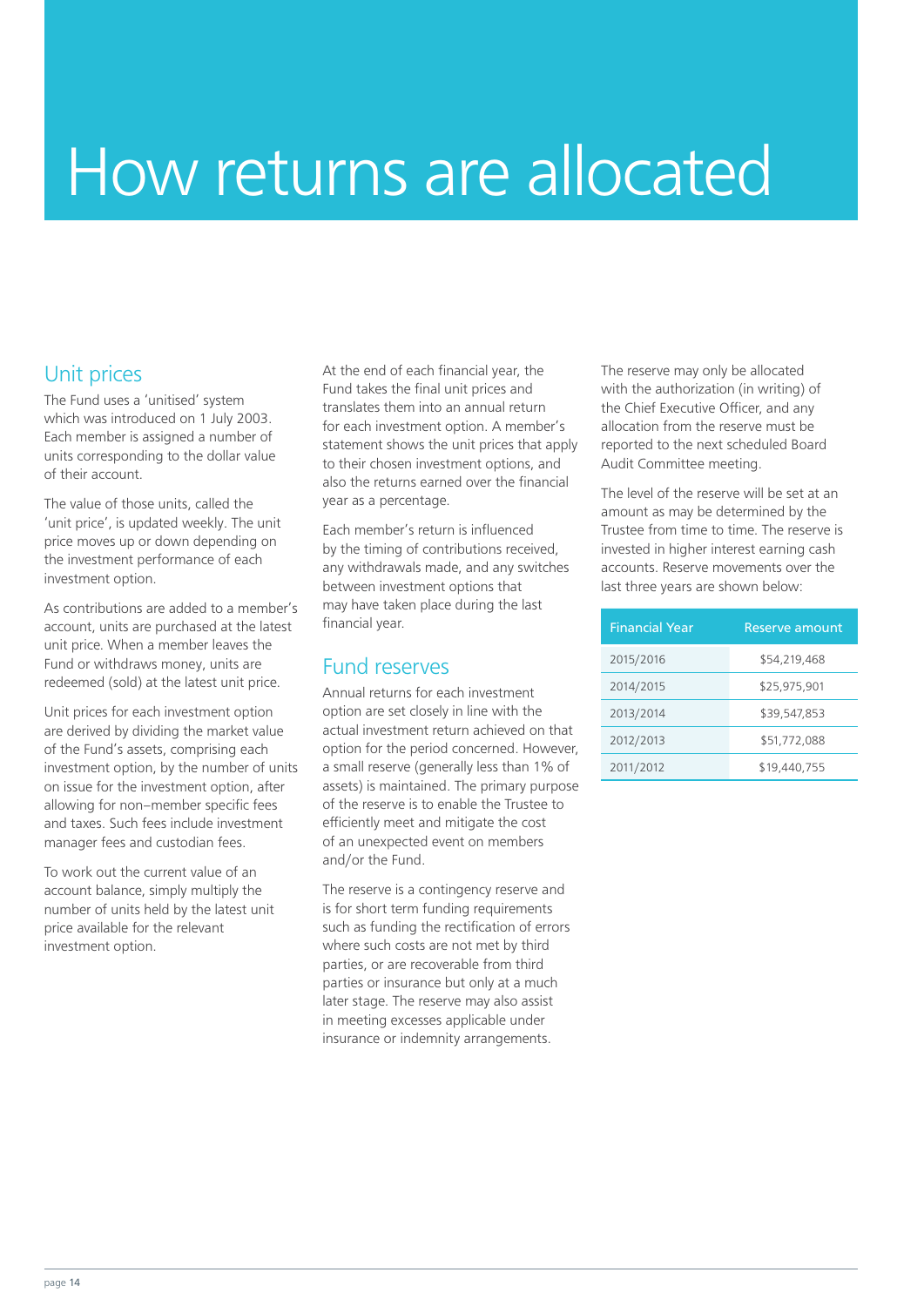# How returns are allocated

## Unit prices

The Fund uses a 'unitised' system which was introduced on 1 July 2003. Each member is assigned a number of units corresponding to the dollar value of their account.

The value of those units, called the 'unit price', is updated weekly. The unit price moves up or down depending on the investment performance of each investment option.

As contributions are added to a member's account, units are purchased at the latest unit price. When a member leaves the Fund or withdraws money, units are redeemed (sold) at the latest unit price.

Unit prices for each investment option are derived by dividing the market value of the Fund's assets, comprising each investment option, by the number of units on issue for the investment option, after allowing for non–member specific fees and taxes. Such fees include investment manager fees and custodian fees.

To work out the current value of an account balance, simply multiply the number of units held by the latest unit price available for the relevant investment option.

At the end of each financial year, the Fund takes the final unit prices and translates them into an annual return for each investment option. A member's statement shows the unit prices that apply to their chosen investment options, and also the returns earned over the financial year as a percentage.

Each member's return is influenced by the timing of contributions received, any withdrawals made, and any switches between investment options that may have taken place during the last financial year.

## Fund reserves

Annual returns for each investment option are set closely in line with the actual investment return achieved on that option for the period concerned. However, a small reserve (generally less than 1% of assets) is maintained. The primary purpose of the reserve is to enable the Trustee to efficiently meet and mitigate the cost of an unexpected event on members and/or the Fund.

The reserve is a contingency reserve and is for short term funding requirements such as funding the rectification of errors where such costs are not met by third parties, or are recoverable from third parties or insurance but only at a much later stage. The reserve may also assist in meeting excesses applicable under insurance or indemnity arrangements.

The reserve may only be allocated with the authorization (in writing) of the Chief Executive Officer, and any allocation from the reserve must be reported to the next scheduled Board Audit Committee meeting.

The level of the reserve will be set at an amount as may be determined by the Trustee from time to time. The reserve is invested in higher interest earning cash accounts. Reserve movements over the last three years are shown below:

| Financial Year | Reserve amount |
|---|---|
| 2015/2016 | $54,219,468 |
| 2014/2015 | $25,975,901 |
| 2013/2014 | $39,547,853 |
| 2012/2013 | $51,772,088 |
| 2011/2012 | $19,440,755 |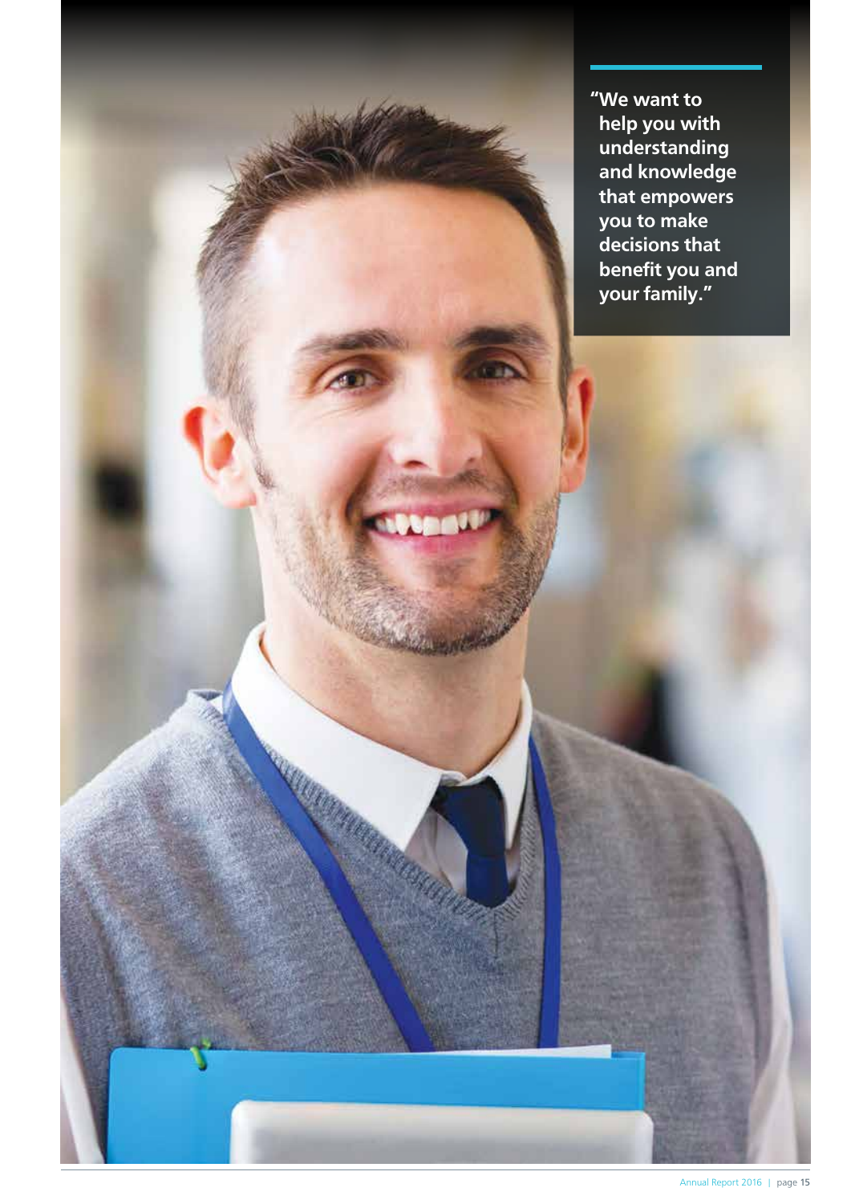"We want to help you with understanding and knowledge that empowers you to make decisions that benefit you and your family."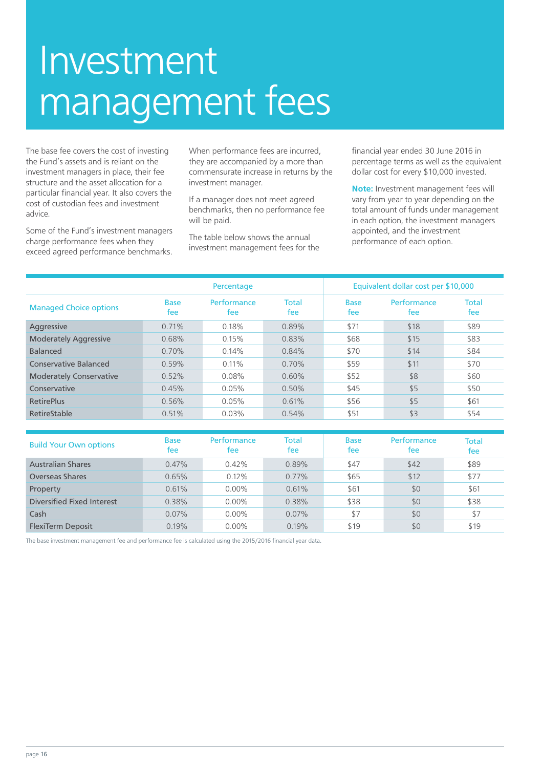# Investment management fees

The base fee covers the cost of investing the Fund's assets and is reliant on the investment managers in place, their fee structure and the asset allocation for a particular financial year. It also covers the cost of custodian fees and investment advice.

Some of the Fund's investment managers charge performance fees when they exceed agreed performance benchmarks.

When performance fees are incurred, they are accompanied by a more than commensurate increase in returns by the investment manager.

If a manager does not meet agreed benchmarks, then no performance fee will be paid.

The table below shows the annual investment management fees for the financial year ended 30 June 2016 in percentage terms as well as the equivalent dollar cost for every $10,000 invested.

**Note:** Investment management fees will vary from year to year depending on the total amount of funds under management in each option, the investment managers appointed, and the investment performance of each option.

| | Percentage | | | Equivalent dollar cost per $10,000 | | |
|---|---|---|---|---|---|---|
| **Managed Choice options** | Base fee | Performance fee | Total fee | Base fee | Performance fee | Total fee |
| Aggressive | 0.71% | 0.18% | 0.89% | $71 | $18 | $89 |
| Moderately Aggressive | 0.68% | 0.15% | 0.83% | $68 | $15 | $83 |
| Balanced | 0.70% | 0.14% | 0.84% | $70 | $14 | $84 |
| Conservative Balanced | 0.59% | 0.11% | 0.70% | $59 | $11 | $70 |
| Moderately Conservative | 0.52% | 0.08% | 0.60% | $52 | $8 | $60 |
| Conservative | 0.45% | 0.05% | 0.50% | $45 | $5 | $50 |
| RetirePlus | 0.56% | 0.05% | 0.61% | $56 | $5 | $61 |
| RetireStable | 0.51% | 0.03% | 0.54% | $51 | $3 | $54 |

| Build Your Own options | Base fee | Performance fee | Total fee | Base fee | Performance fee | Total fee |
|---|---|---|---|---|---|---|
| Australian Shares | 0.47% | 0.42% | 0.89% | $47 | $42 | $89 |
| Overseas Shares | 0.65% | 0.12% | 0.77% | $65 | $12 | $77 |
| Property | 0.61% | 0.00% | 0.61% | $61 | $0 | $61 |
| Diversified Fixed Interest | 0.38% | 0.00% | 0.38% | $38 | $0 | $38 |
| Cash | 0.07% | 0.00% | 0.07% | $7 | $0 | $7 |
| FlexiTerm Deposit | 0.19% | 0.00% | 0.19% | $19 | $0 | $19 |

The base investment management fee and performance fee is calculated using the 2015/2016 financial year data.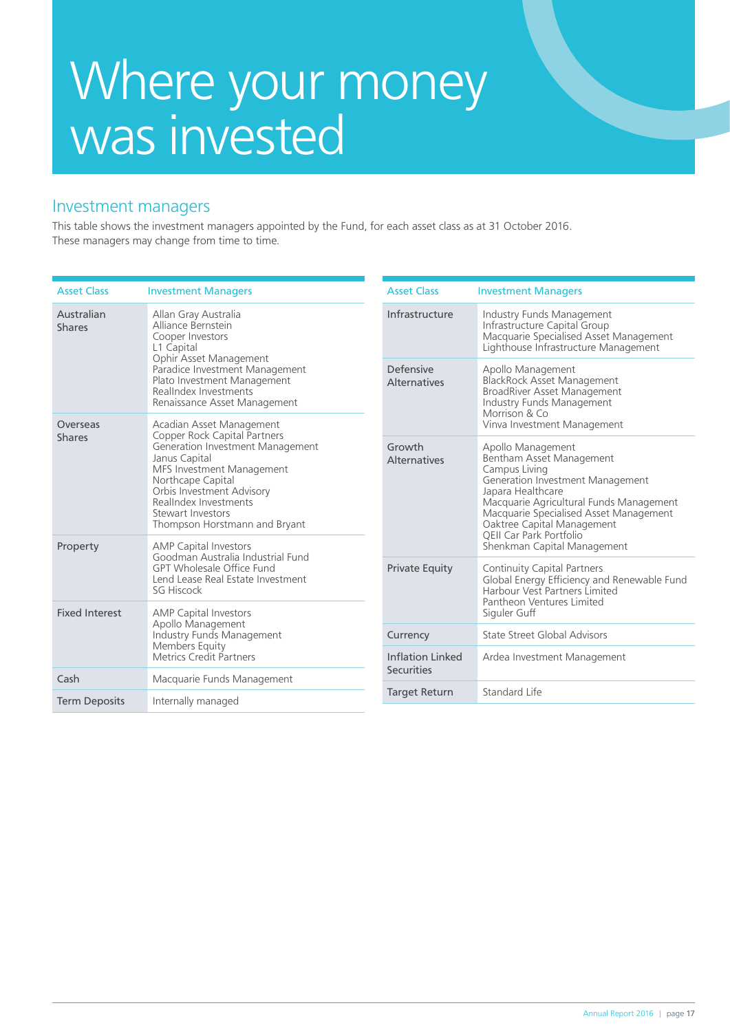# Where your money was invested

## Investment managers

This table shows the investment managers appointed by the Fund, for each asset class as at 31 October 2016. These managers may change from time to time.

| Asset Class | Investment Managers |
|---|---|
| Australian Shares | Allan Gray Australia<br>Alliance Bernstein<br>Cooper Investors<br>L1 Capital<br>Ophir Asset Management<br>Paradice Investment Management<br>Plato Investment Management<br>RealIndex Investments<br>Renaissance Asset Management |
| Overseas Shares | Acadian Asset Management<br>Copper Rock Capital Partners<br>Generation Investment Management<br>Janus Capital<br>MFS Investment Management<br>Northcape Capital<br>Orbis Investment Advisory<br>RealIndex Investments<br>Stewart Investors<br>Thompson Horstmann and Bryant |
| Property | AMP Capital Investors<br>Goodman Australia Industrial Fund<br>GPT Wholesale Office Fund<br>Lend Lease Real Estate Investment<br>SG Hiscock |
| Fixed Interest | AMP Capital Investors<br>Apollo Management<br>Industry Funds Management<br>Members Equity<br>Metrics Credit Partners |
| Cash | Macquarie Funds Management |
| Term Deposits | Internally managed |

| Asset Class | Investment Managers |
|---|---|
| Infrastructure | Industry Funds Management<br>Infrastructure Capital Group<br>Macquarie Specialised Asset Management<br>Lighthouse Infrastructure Management |
| Defensive Alternatives | Apollo Management<br>BlackRock Asset Management<br>BroadRiver Asset Management<br>Industry Funds Management<br>Morrison & Co<br>Vinva Investment Management |
| Growth Alternatives | Apollo Management<br>Bentham Asset Management<br>Campus Living<br>Generation Investment Management<br>Japara Healthcare<br>Macquarie Agricultural Funds Management<br>Macquarie Specialised Asset Management<br>Oaktree Capital Management<br>QEII Car Park Portfolio<br>Shenkman Capital Management |
| Private Equity | Continuity Capital Partners<br>Global Energy Efficiency and Renewable Fund<br>Harbour Vest Partners Limited<br>Pantheon Ventures Limited<br>Siguler Guff |
| Currency | State Street Global Advisors |
| Inflation Linked Securities | Ardea Investment Management |
| Target Return | Standard Life |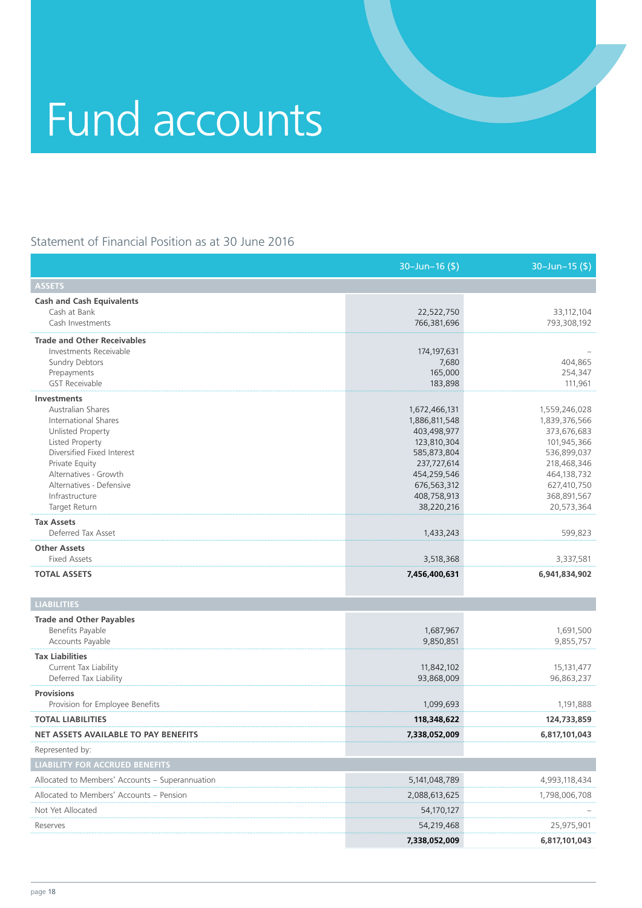# Fund accounts

## Statement of Financial Position as at 30 June 2016

| | 30–Jun–16 ($) | 30–Jun–15 ($) |
|---|---|---|
| **ASSETS** | | |
| **Cash and Cash Equivalents** | | |
| Cash at Bank | 22,522,750 | 33,112,104 |
| Cash Investments | 766,381,696 | 793,308,192 |
| **Trade and Other Receivables** | | |
| Investments Receivable | 174,197,631 | – |
| Sundry Debtors | 7,680 | 404,865 |
| Prepayments | 165,000 | 254,347 |
| GST Receivable | 183,898 | 111,961 |
| **Investments** | | |
| Australian Shares | 1,672,466,131 | 1,559,246,028 |
| International Shares | 1,886,811,548 | 1,839,376,566 |
| Unlisted Property | 403,498,977 | 373,676,683 |
| Listed Property | 123,810,304 | 101,945,366 |
| Diversified Fixed Interest | 585,873,804 | 536,899,037 |
| Private Equity | 237,727,614 | 218,468,346 |
| Alternatives - Growth | 454,259,546 | 464,138,732 |
| Alternatives - Defensive | 676,563,312 | 627,410,750 |
| Infrastructure | 408,758,913 | 368,891,567 |
| Target Return | 38,220,216 | 20,573,364 |
| **Tax Assets** | | |
| Deferred Tax Asset | 1,433,243 | 599,823 |
| **Other Assets** | | |
| Fixed Assets | 3,518,368 | 3,337,581 |
| **TOTAL ASSETS** | **7,456,400,631** | **6,941,834,902** |
| **LIABILITIES** | | |
| **Trade and Other Payables** | | |
| Benefits Payable | 1,687,967 | 1,691,500 |
| Accounts Payable | 9,850,851 | 9,855,757 |
| **Tax Liabilities** | | |
| Current Tax Liability | 11,842,102 | 15,131,477 |
| Deferred Tax Liability | 93,868,009 | 96,863,237 |
| **Provisions** | | |
| Provision for Employee Benefits | 1,099,693 | 1,191,888 |
| **TOTAL LIABILITIES** | **118,348,622** | **124,733,859** |
| **NET ASSETS AVAILABLE TO PAY BENEFITS** | **7,338,052,009** | **6,817,101,043** |
| Represented by: | | |
| **LIABILITY FOR ACCRUED BENEFITS** | | |
| Allocated to Members' Accounts – Superannuation | 5,141,048,789 | 4,993,118,434 |
| Allocated to Members' Accounts – Pension | 2,088,613,625 | 1,798,006,708 |
| Not Yet Allocated | 54,170,127 | – |
| Reserves | 54,219,468 | 25,975,901 |
| | **7,338,052,009** | **6,817,101,043** |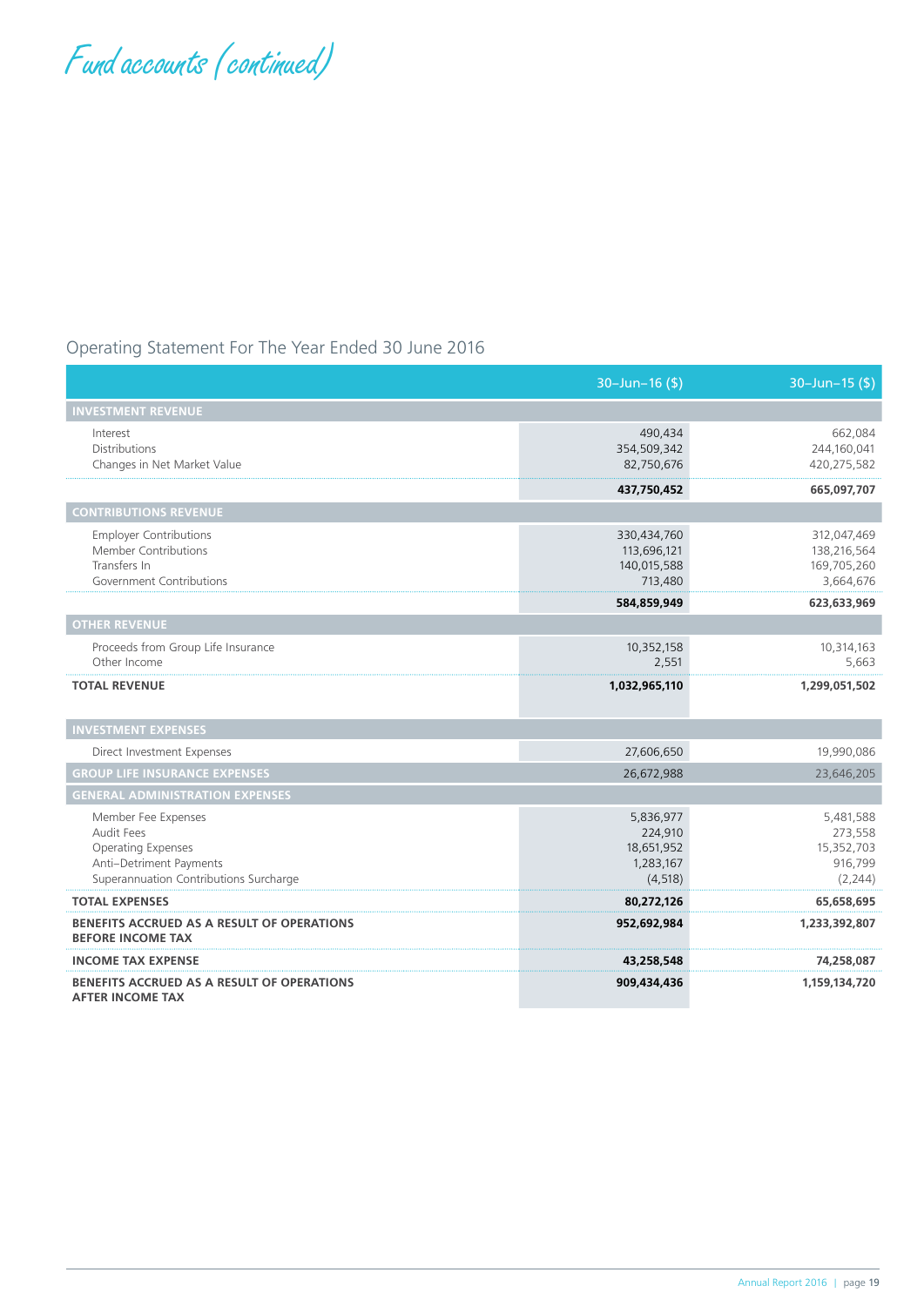# Fund accounts (continued)

## Operating Statement For The Year Ended 30 June 2016

| | 30–Jun–16 ($) | 30–Jun–15 ($) |
|---|---|---|
| **INVESTMENT REVENUE** | | |
| Interest | 490,434 | 662,084 |
| Distributions | 354,509,342 | 244,160,041 |
| Changes in Net Market Value | 82,750,676 | 420,275,582 |
| | **437,750,452** | **665,097,707** |
| **CONTRIBUTIONS REVENUE** | | |
| Employer Contributions | 330,434,760 | 312,047,469 |
| Member Contributions | 113,696,121 | 138,216,564 |
| Transfers In | 140,015,588 | 169,705,260 |
| Government Contributions | 713,480 | 3,664,676 |
| | **584,859,949** | **623,633,969** |
| **OTHER REVENUE** | | |
| Proceeds from Group Life Insurance | 10,352,158 | 10,314,163 |
| Other Income | 2,551 | 5,663 |
| **TOTAL REVENUE** | **1,032,965,110** | **1,299,051,502** |
| **INVESTMENT EXPENSES** | | |
| Direct Investment Expenses | 27,606,650 | 19,990,086 |
| **GROUP LIFE INSURANCE EXPENSES** | 26,672,988 | 23,646,205 |
| **GENERAL ADMINISTRATION EXPENSES** | | |
| Member Fee Expenses | 5,836,977 | 5,481,588 |
| Audit Fees | 224,910 | 273,558 |
| Operating Expenses | 18,651,952 | 15,352,703 |
| Anti–Detriment Payments | 1,283,167 | 916,799 |
| Superannuation Contributions Surcharge | (4,518) | (2,244) |
| **TOTAL EXPENSES** | **80,272,126** | **65,658,695** |
| **BENEFITS ACCRUED AS A RESULT OF OPERATIONS BEFORE INCOME TAX** | **952,692,984** | **1,233,392,807** |
| **INCOME TAX EXPENSE** | **43,258,548** | **74,258,087** |
| **BENEFITS ACCRUED AS A RESULT OF OPERATIONS AFTER INCOME TAX** | **909,434,436** | **1,159,134,720** |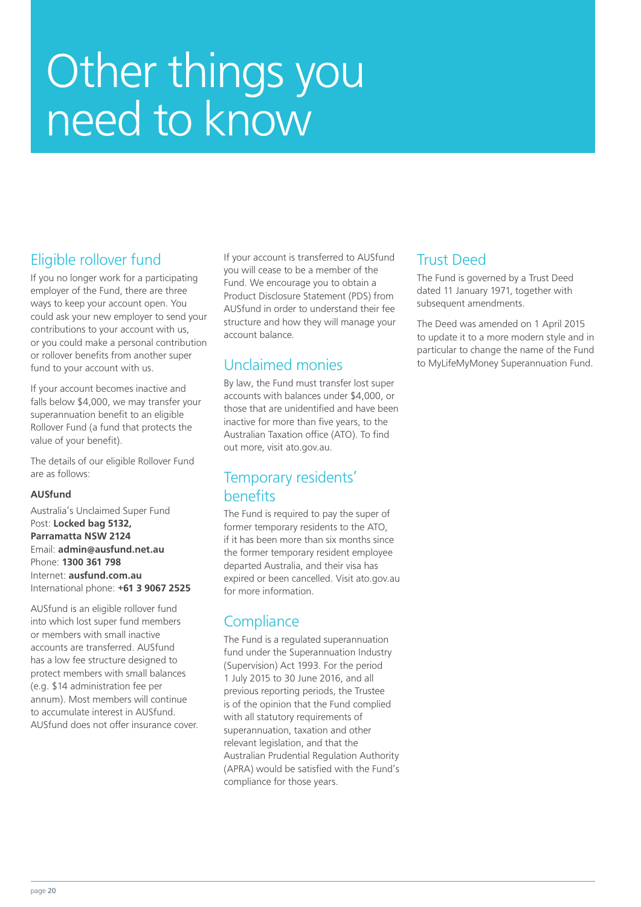# Other things you need to know

## Eligible rollover fund

If you no longer work for a participating employer of the Fund, there are three ways to keep your account open. You could ask your new employer to send your contributions to your account with us, or you could make a personal contribution or rollover benefits from another super fund to your account with us.

If your account becomes inactive and falls below $4,000, we may transfer your superannuation benefit to an eligible Rollover Fund (a fund that protects the value of your benefit).

The details of our eligible Rollover Fund are as follows:

**AUSfund**

Australia's Unclaimed Super Fund
Post: **Locked bag 5132, Parramatta NSW 2124**
Email: **admin@ausfund.net.au**
Phone: **1300 361 798**
Internet: **ausfund.com.au**
International phone: **+61 3 9067 2525**

AUSfund is an eligible rollover fund into which lost super fund members or members with small inactive accounts are transferred. AUSfund has a low fee structure designed to protect members with small balances (e.g. $14 administration fee per annum). Most members will continue to accumulate interest in AUSfund. AUSfund does not offer insurance cover.

If your account is transferred to AUSfund you will cease to be a member of the Fund. We encourage you to obtain a Product Disclosure Statement (PDS) from AUSfund in order to understand their fee structure and how they will manage your account balance.

## Unclaimed monies

By law, the Fund must transfer lost super accounts with balances under $4,000, or those that are unidentified and have been inactive for more than five years, to the Australian Taxation office (ATO). To find out more, visit ato.gov.au.

## Temporary residents' benefits

The Fund is required to pay the super of former temporary residents to the ATO, if it has been more than six months since the former temporary resident employee departed Australia, and their visa has expired or been cancelled. Visit ato.gov.au for more information.

## Compliance

The Fund is a regulated superannuation fund under the Superannuation Industry (Supervision) Act 1993. For the period 1 July 2015 to 30 June 2016, and all previous reporting periods, the Trustee is of the opinion that the Fund complied with all statutory requirements of superannuation, taxation and other relevant legislation, and that the Australian Prudential Regulation Authority (APRA) would be satisfied with the Fund's compliance for those years.

## Trust Deed

The Fund is governed by a Trust Deed dated 11 January 1971, together with subsequent amendments.

The Deed was amended on 1 April 2015 to update it to a more modern style and in particular to change the name of the Fund to MyLifeMyMoney Superannuation Fund.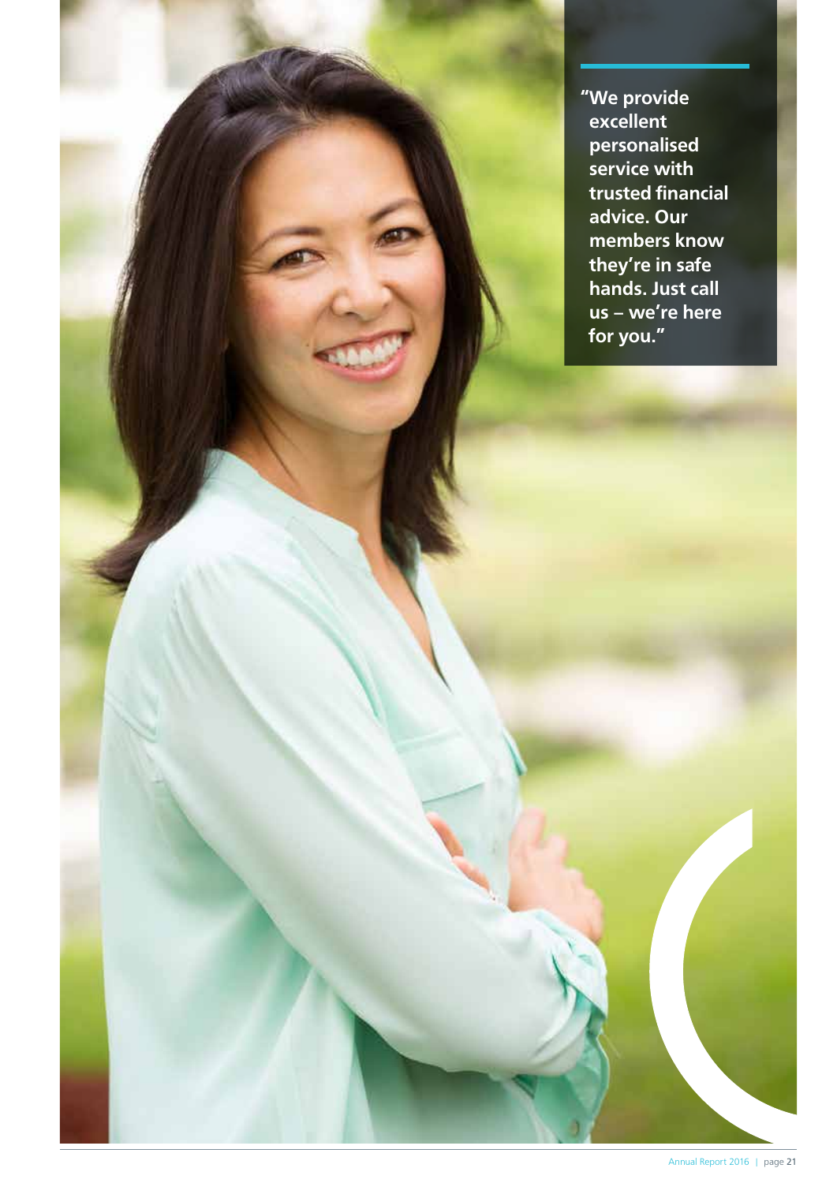"We provide excellent personalised service with trusted financial advice. Our members know they're in safe hands. Just call us – we're here for you."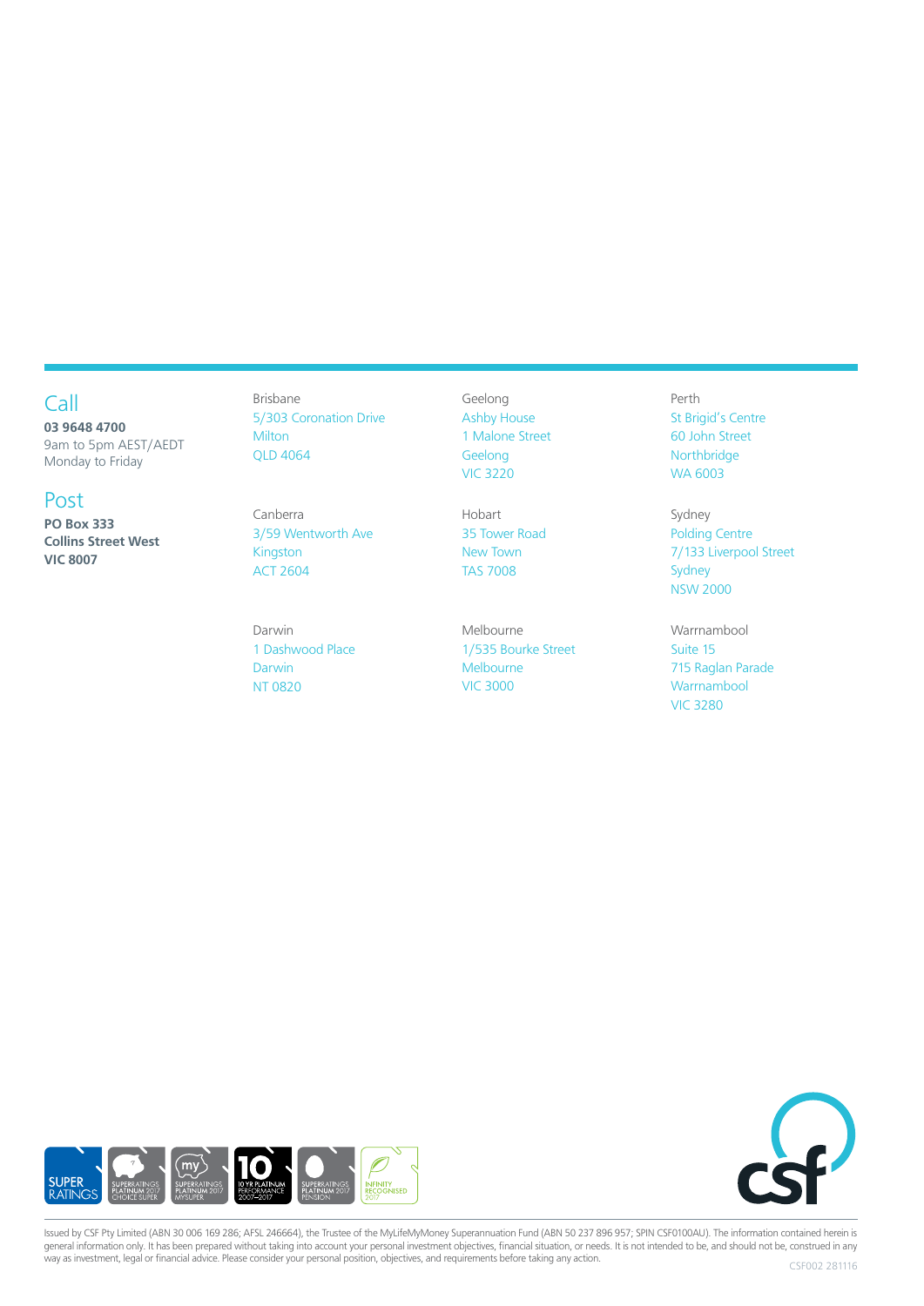## Call

**03 9648 4700**
9am to 5pm AEST/AEDT
Monday to Friday

## Post

**PO Box 333**
**Collins Street West**
**VIC 8007**

Brisbane
5/303 Coronation Drive
Milton
QLD 4064

Canberra
3/59 Wentworth Ave
Kingston
ACT 2604

Darwin
1 Dashwood Place
Darwin
NT 0820

Geelong
Ashby House
1 Malone Street
Geelong
VIC 3220

Hobart
35 Tower Road
New Town
TAS 7008

Melbourne
1/535 Bourke Street
Melbourne
VIC 3000

Perth
St Brigid's Centre
60 John Street
Northbridge
WA 6003

Sydney
Polding Centre
7/133 Liverpool Street
Sydney
NSW 2000

Warrnambool
Suite 15
715 Raglan Parade
Warrnambool
VIC 3280

SUPER RATINGS
SUPERRATINGS PLATINUM 2017 CHOICE SUPER
SUPERRATINGS PLATINUM 2017 MYSUPER
10 YR PLATINUM PERFORMANCE 2007–2017
SUPERRATINGS PLATINUM 2017 PENSION
INFINITY RECOGNISED 2017

csf

Issued by CSF Pty Limited (ABN 30 006 169 286; AFSL 246664), the Trustee of the MyLifeMyMoney Superannuation Fund (ABN 50 237 896 957; SPIN CSF0100AU). The information contained herein is general information only. It has been prepared without taking into account your personal investment objectives, financial situation, or needs. It is not intended to be, and should not be, construed in any way as investment, legal or financial advice. Please consider your personal position, objectives, and requirements before taking any action.

CSF002 281116